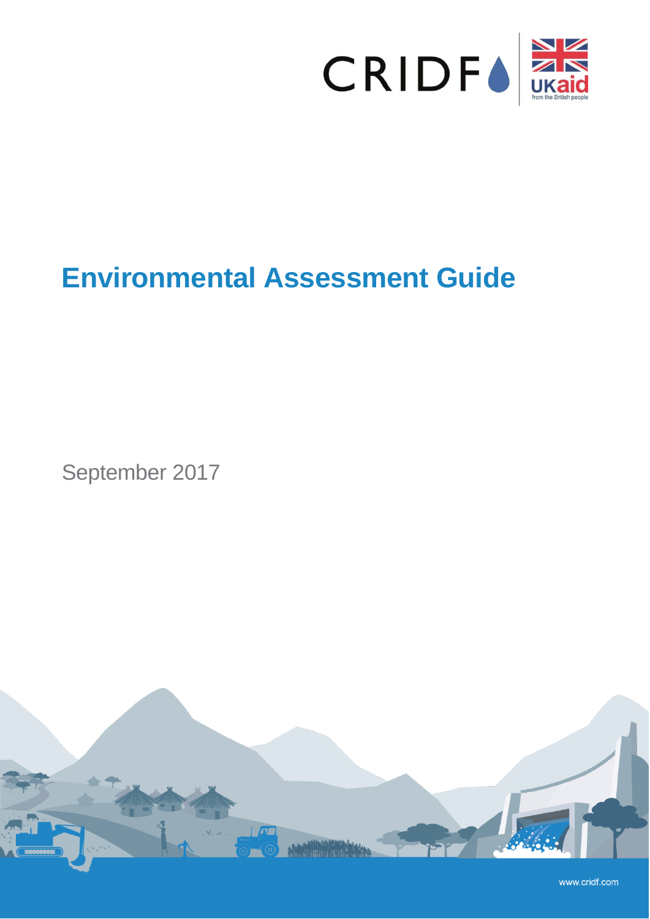CRIDF

UKaid
from the British people

# Environmental Assessment Guide

September 2017

www.cridf.com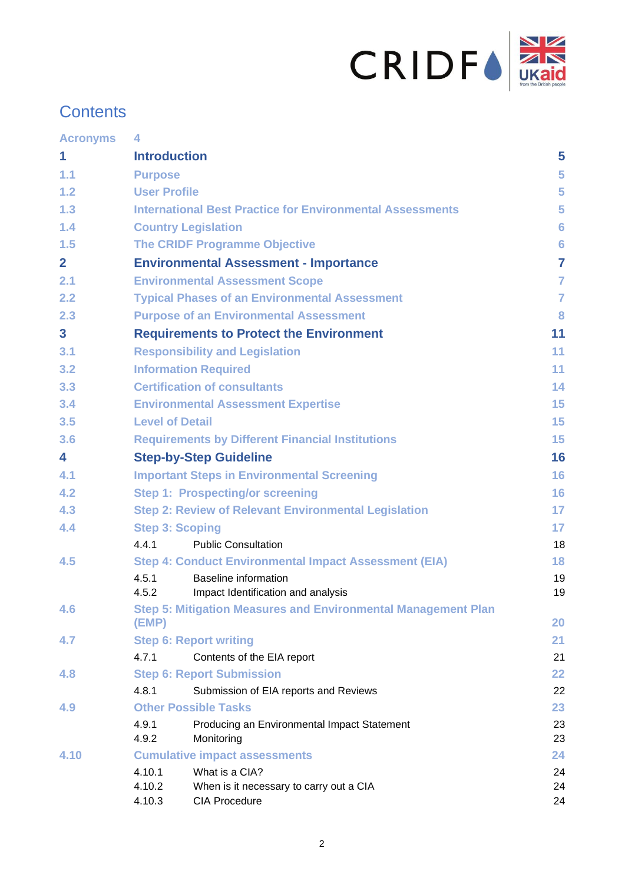# Contents

| | | |
|---|---|---|
| Acronyms | | 4 |
| **1** | **Introduction** | **5** |
| 1.1 | Purpose | 5 |
| 1.2 | User Profile | 5 |
| 1.3 | International Best Practice for Environmental Assessments | 5 |
| 1.4 | Country Legislation | 6 |
| 1.5 | The CRIDF Programme Objective | 6 |
| **2** | **Environmental Assessment - Importance** | **7** |
| 2.1 | Environmental Assessment Scope | 7 |
| 2.2 | Typical Phases of an Environmental Assessment | 7 |
| 2.3 | Purpose of an Environmental Assessment | 8 |
| **3** | **Requirements to Protect the Environment** | **11** |
| 3.1 | Responsibility and Legislation | 11 |
| 3.2 | Information Required | 11 |
| 3.3 | Certification of consultants | 14 |
| 3.4 | Environmental Assessment Expertise | 15 |
| 3.5 | Level of Detail | 15 |
| 3.6 | Requirements by Different Financial Institutions | 15 |
| **4** | **Step-by-Step Guideline** | **16** |
| 4.1 | Important Steps in Environmental Screening | 16 |
| 4.2 | Step 1: Prospecting/or screening | 16 |
| 4.3 | Step 2: Review of Relevant Environmental Legislation | 17 |
| 4.4 | Step 3: Scoping | 17 |
| | 4.4.1 Public Consultation | 18 |
| 4.5 | Step 4: Conduct Environmental Impact Assessment (EIA) | 18 |
| | 4.5.1 Baseline information | 19 |
| | 4.5.2 Impact Identification and analysis | 19 |
| 4.6 | Step 5: Mitigation Measures and Environmental Management Plan (EMP) | 20 |
| 4.7 | Step 6: Report writing | 21 |
| | 4.7.1 Contents of the EIA report | 21 |
| 4.8 | Step 6: Report Submission | 22 |
| | 4.8.1 Submission of EIA reports and Reviews | 22 |
| 4.9 | Other Possible Tasks | 23 |
| | 4.9.1 Producing an Environmental Impact Statement | 23 |
| | 4.9.2 Monitoring | 23 |
| 4.10 | Cumulative impact assessments | 24 |
| | 4.10.1 What is a CIA? | 24 |
| | 4.10.2 When is it necessary to carry out a CIA | 24 |
| | 4.10.3 CIA Procedure | 24 |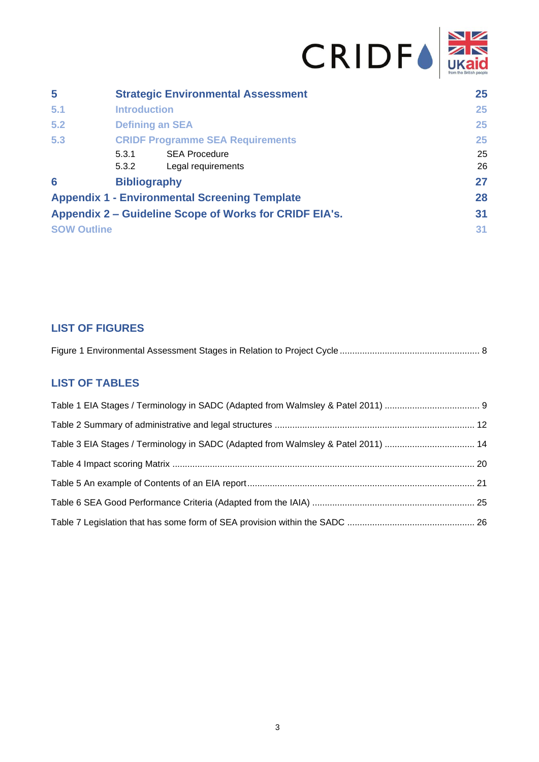| | | |
|---|---|---|
| **5** | **Strategic Environmental Assessment** | **25** |
| 5.1 | Introduction | 25 |
| 5.2 | Defining an SEA | 25 |
| 5.3 | CRIDF Programme SEA Requirements | 25 |
| | 5.3.1 SEA Procedure | 25 |
| | 5.3.2 Legal requirements | 26 |
| **6** | **Bibliography** | **27** |
| **Appendix 1 - Environmental Screening Template** | | **28** |
| **Appendix 2 – Guideline Scope of Works for CRIDF EIA's.** | | **31** |
| SOW Outline | | 31 |

## LIST OF FIGURES

Figure 1 Environmental Assessment Stages in Relation to Project Cycle ........ 8

## LIST OF TABLES

Table 1 EIA Stages / Terminology in SADC (Adapted from Walmsley & Patel 2011) ........ 9

Table 2 Summary of administrative and legal structures ........ 12

Table 3 EIA Stages / Terminology in SADC (Adapted from Walmsley & Patel 2011) ........ 14

Table 4 Impact scoring Matrix ........ 20

Table 5 An example of Contents of an EIA report ........ 21

Table 6 SEA Good Performance Criteria (Adapted from the IAIA) ........ 25

Table 7 Legislation that has some form of SEA provision within the SADC ........ 26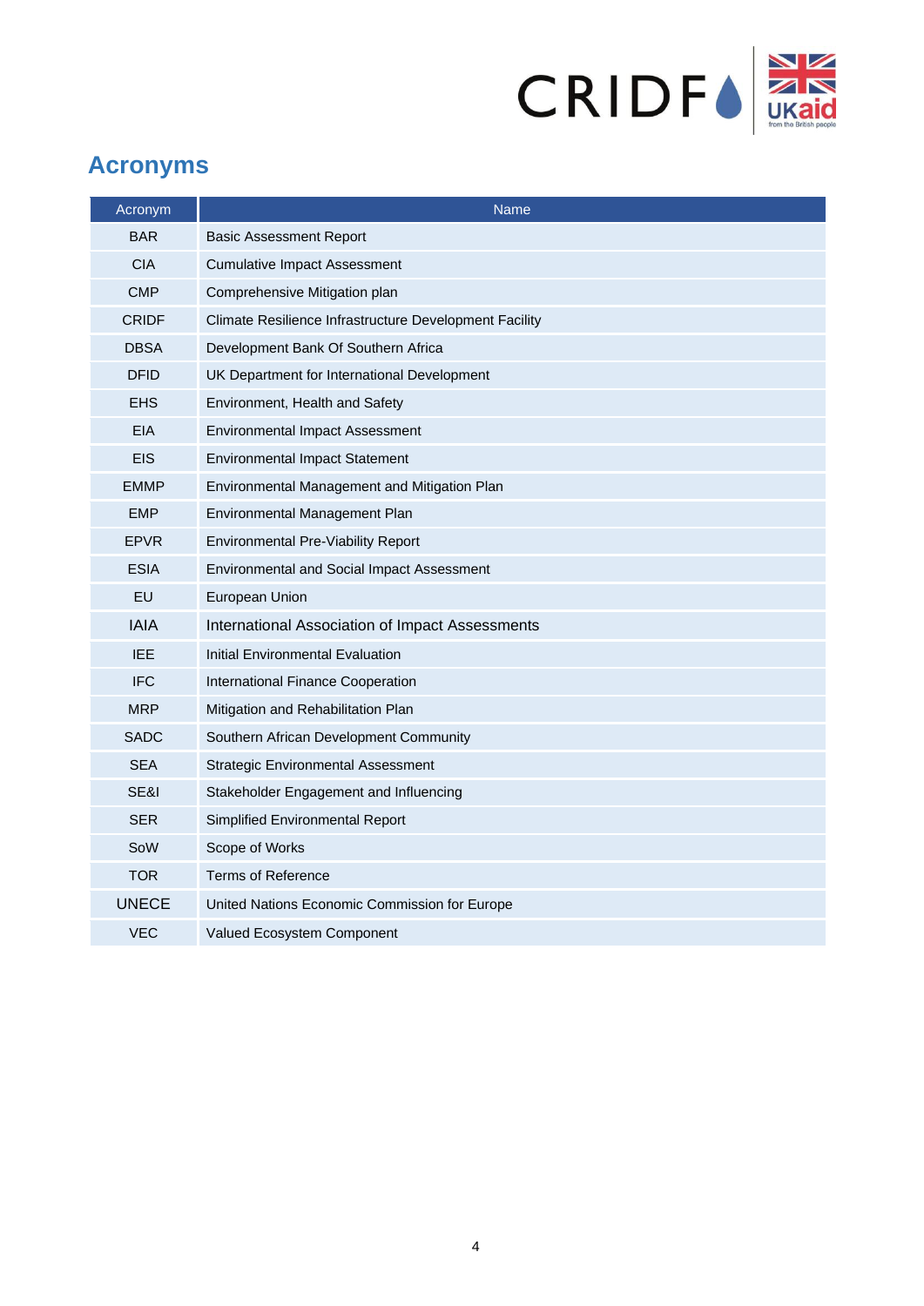## Acronyms

| Acronym | Name |
|---|---|
| BAR | Basic Assessment Report |
| CIA | Cumulative Impact Assessment |
| CMP | Comprehensive Mitigation plan |
| CRIDF | Climate Resilience Infrastructure Development Facility |
| DBSA | Development Bank Of Southern Africa |
| DFID | UK Department for International Development |
| EHS | Environment, Health and Safety |
| EIA | Environmental Impact Assessment |
| EIS | Environmental Impact Statement |
| EMMP | Environmental Management and Mitigation Plan |
| EMP | Environmental Management Plan |
| EPVR | Environmental Pre-Viability Report |
| ESIA | Environmental and Social Impact Assessment |
| EU | European Union |
| IAIA | International Association of Impact Assessments |
| IEE | Initial Environmental Evaluation |
| IFC | International Finance Cooperation |
| MRP | Mitigation and Rehabilitation Plan |
| SADC | Southern African Development Community |
| SEA | Strategic Environmental Assessment |
| SE&I | Stakeholder Engagement and Influencing |
| SER | Simplified Environmental Report |
| SoW | Scope of Works |
| TOR | Terms of Reference |
| UNECE | United Nations Economic Commission for Europe |
| VEC | Valued Ecosystem Component |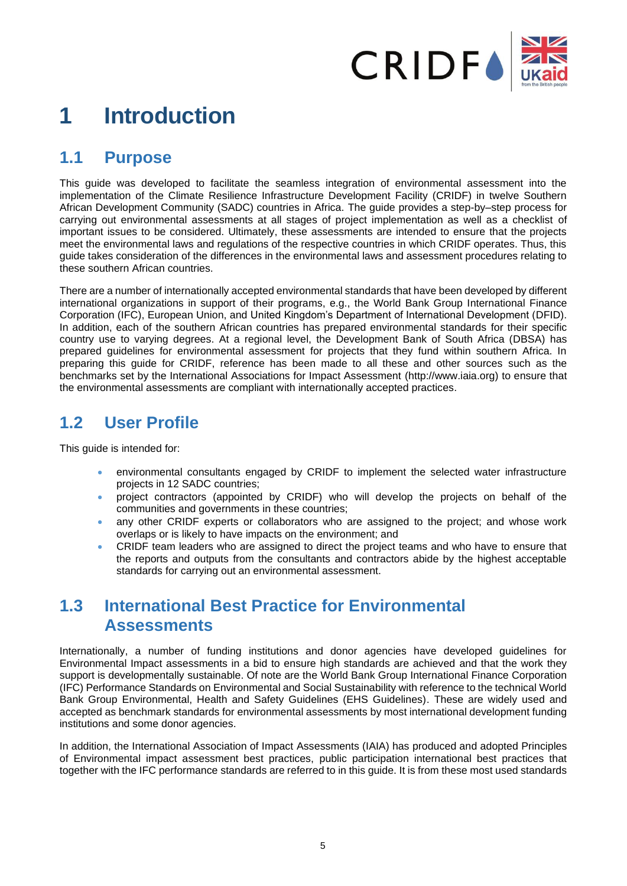# 1 Introduction

## 1.1 Purpose

This guide was developed to facilitate the seamless integration of environmental assessment into the implementation of the Climate Resilience Infrastructure Development Facility (CRIDF) in twelve Southern African Development Community (SADC) countries in Africa. The guide provides a step-by–step process for carrying out environmental assessments at all stages of project implementation as well as a checklist of important issues to be considered. Ultimately, these assessments are intended to ensure that the projects meet the environmental laws and regulations of the respective countries in which CRIDF operates. Thus, this guide takes consideration of the differences in the environmental laws and assessment procedures relating to these southern African countries.

There are a number of internationally accepted environmental standards that have been developed by different international organizations in support of their programs, e.g., the World Bank Group International Finance Corporation (IFC), European Union, and United Kingdom's Department of International Development (DFID). In addition, each of the southern African countries has prepared environmental standards for their specific country use to varying degrees. At a regional level, the Development Bank of South Africa (DBSA) has prepared guidelines for environmental assessment for projects that they fund within southern Africa. In preparing this guide for CRIDF, reference has been made to all these and other sources such as the benchmarks set by the International Associations for Impact Assessment (http://www.iaia.org) to ensure that the environmental assessments are compliant with internationally accepted practices.

## 1.2 User Profile

This guide is intended for:

- environmental consultants engaged by CRIDF to implement the selected water infrastructure projects in 12 SADC countries;
- project contractors (appointed by CRIDF) who will develop the projects on behalf of the communities and governments in these countries;
- any other CRIDF experts or collaborators who are assigned to the project; and whose work overlaps or is likely to have impacts on the environment; and
- CRIDF team leaders who are assigned to direct the project teams and who have to ensure that the reports and outputs from the consultants and contractors abide by the highest acceptable standards for carrying out an environmental assessment.

## 1.3 International Best Practice for Environmental Assessments

Internationally, a number of funding institutions and donor agencies have developed guidelines for Environmental Impact assessments in a bid to ensure high standards are achieved and that the work they support is developmentally sustainable. Of note are the World Bank Group International Finance Corporation (IFC) Performance Standards on Environmental and Social Sustainability with reference to the technical World Bank Group Environmental, Health and Safety Guidelines (EHS Guidelines). These are widely used and accepted as benchmark standards for environmental assessments by most international development funding institutions and some donor agencies.

In addition, the International Association of Impact Assessments (IAIA) has produced and adopted Principles of Environmental impact assessment best practices, public participation international best practices that together with the IFC performance standards are referred to in this guide. It is from these most used standards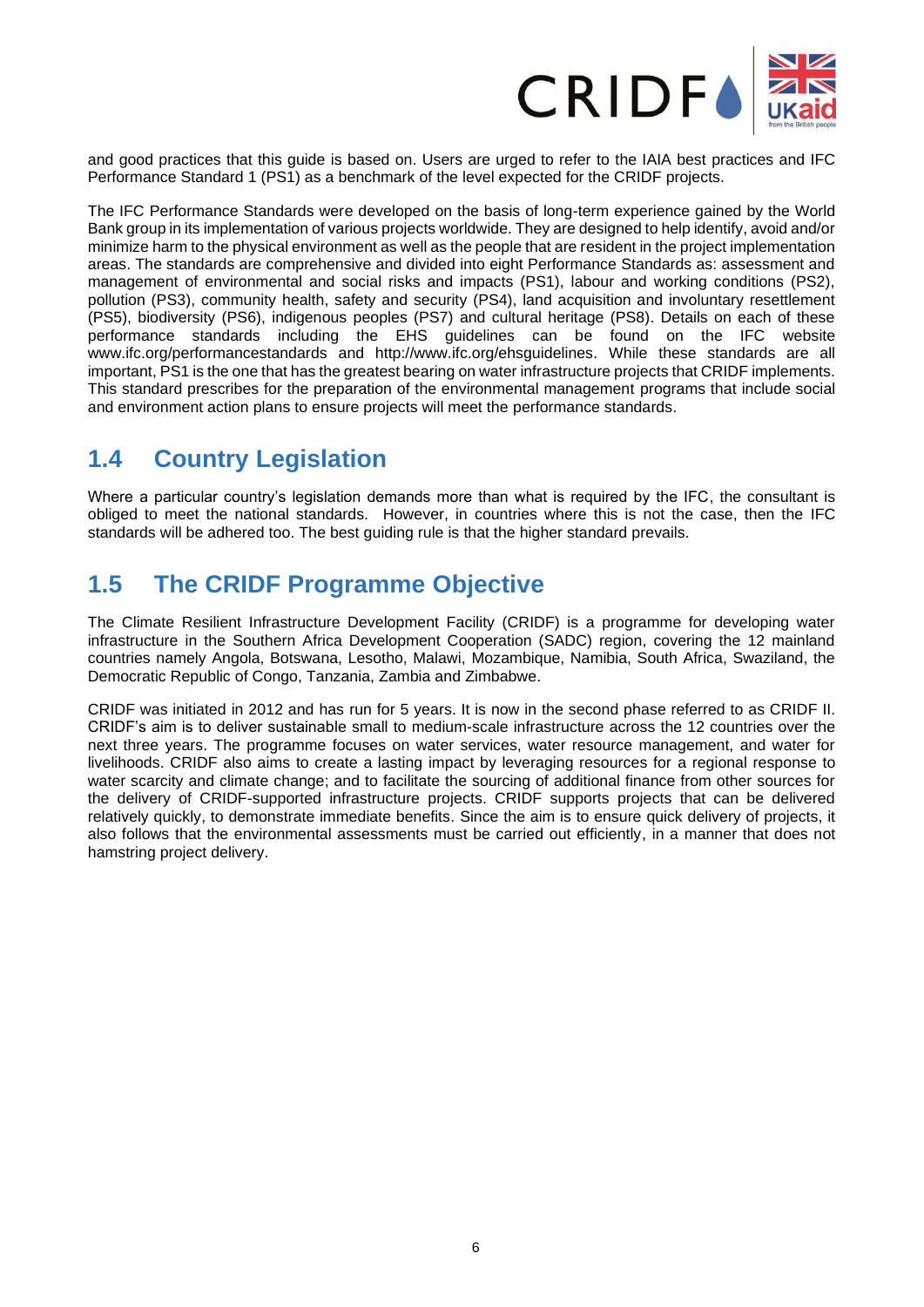and good practices that this guide is based on. Users are urged to refer to the IAIA best practices and IFC Performance Standard 1 (PS1) as a benchmark of the level expected for the CRIDF projects.

The IFC Performance Standards were developed on the basis of long-term experience gained by the World Bank group in its implementation of various projects worldwide. They are designed to help identify, avoid and/or minimize harm to the physical environment as well as the people that are resident in the project implementation areas. The standards are comprehensive and divided into eight Performance Standards as: assessment and management of environmental and social risks and impacts (PS1), labour and working conditions (PS2), pollution (PS3), community health, safety and security (PS4), land acquisition and involuntary resettlement (PS5), biodiversity (PS6), indigenous peoples (PS7) and cultural heritage (PS8). Details on each of these performance standards including the EHS guidelines can be found on the IFC website www.ifc.org/performancestandards and http://www.ifc.org/ehsguidelines. While these standards are all important, PS1 is the one that has the greatest bearing on water infrastructure projects that CRIDF implements. This standard prescribes for the preparation of the environmental management programs that include social and environment action plans to ensure projects will meet the performance standards.

## 1.4 Country Legislation

Where a particular country's legislation demands more than what is required by the IFC, the consultant is obliged to meet the national standards. However, in countries where this is not the case, then the IFC standards will be adhered too. The best guiding rule is that the higher standard prevails.

## 1.5 The CRIDF Programme Objective

The Climate Resilient Infrastructure Development Facility (CRIDF) is a programme for developing water infrastructure in the Southern Africa Development Cooperation (SADC) region, covering the 12 mainland countries namely Angola, Botswana, Lesotho, Malawi, Mozambique, Namibia, South Africa, Swaziland, the Democratic Republic of Congo, Tanzania, Zambia and Zimbabwe.

CRIDF was initiated in 2012 and has run for 5 years. It is now in the second phase referred to as CRIDF II. CRIDF's aim is to deliver sustainable small to medium-scale infrastructure across the 12 countries over the next three years. The programme focuses on water services, water resource management, and water for livelihoods. CRIDF also aims to create a lasting impact by leveraging resources for a regional response to water scarcity and climate change; and to facilitate the sourcing of additional finance from other sources for the delivery of CRIDF-supported infrastructure projects. CRIDF supports projects that can be delivered relatively quickly, to demonstrate immediate benefits. Since the aim is to ensure quick delivery of projects, it also follows that the environmental assessments must be carried out efficiently, in a manner that does not hamstring project delivery.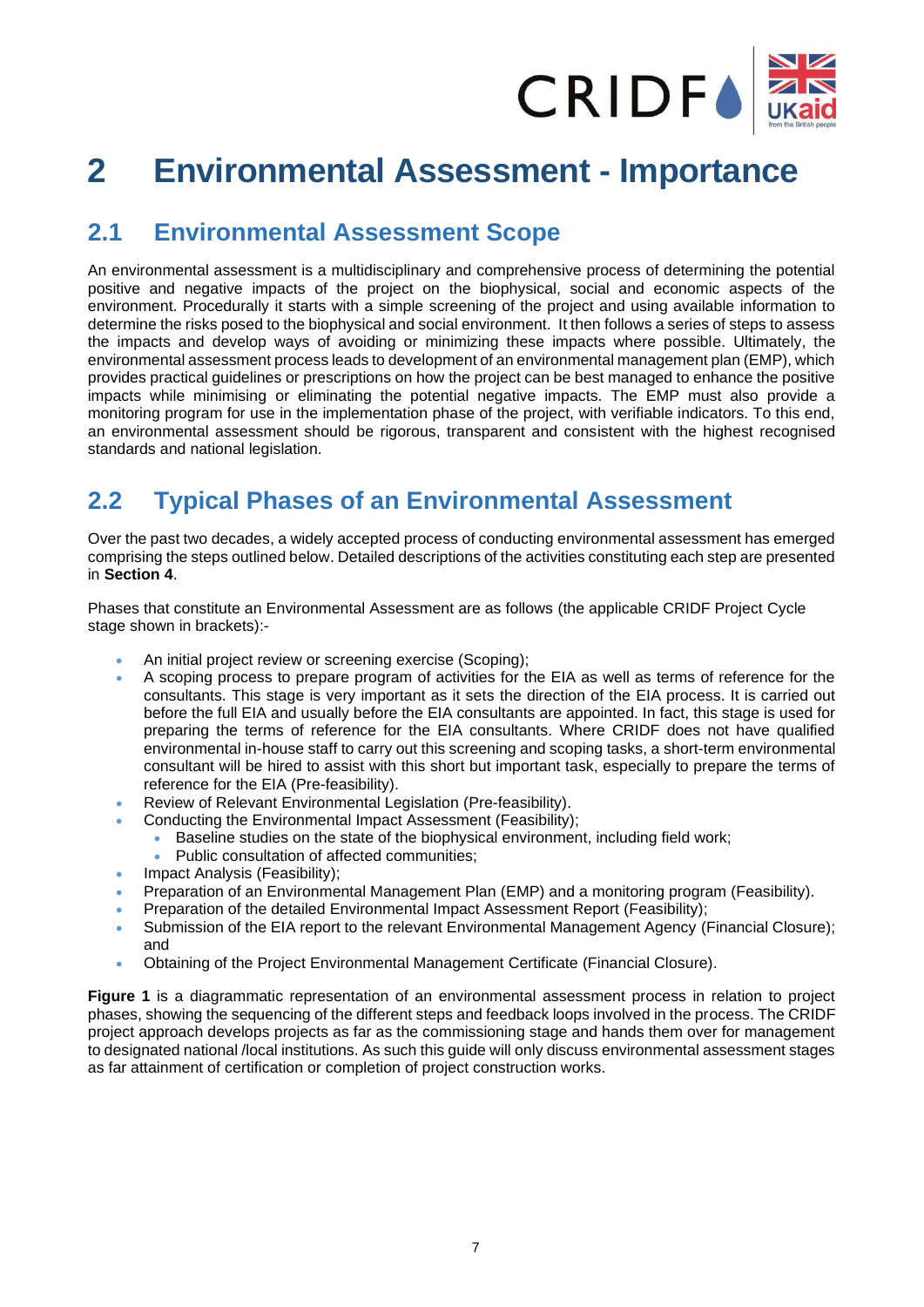# 2 Environmental Assessment - Importance

## 2.1 Environmental Assessment Scope

An environmental assessment is a multidisciplinary and comprehensive process of determining the potential positive and negative impacts of the project on the biophysical, social and economic aspects of the environment. Procedurally it starts with a simple screening of the project and using available information to determine the risks posed to the biophysical and social environment. It then follows a series of steps to assess the impacts and develop ways of avoiding or minimizing these impacts where possible. Ultimately, the environmental assessment process leads to development of an environmental management plan (EMP), which provides practical guidelines or prescriptions on how the project can be best managed to enhance the positive impacts while minimising or eliminating the potential negative impacts. The EMP must also provide a monitoring program for use in the implementation phase of the project, with verifiable indicators. To this end, an environmental assessment should be rigorous, transparent and consistent with the highest recognised standards and national legislation.

## 2.2 Typical Phases of an Environmental Assessment

Over the past two decades, a widely accepted process of conducting environmental assessment has emerged comprising the steps outlined below. Detailed descriptions of the activities constituting each step are presented in **Section 4**.

Phases that constitute an Environmental Assessment are as follows (the applicable CRIDF Project Cycle stage shown in brackets):-

- An initial project review or screening exercise (Scoping);
- A scoping process to prepare program of activities for the EIA as well as terms of reference for the consultants. This stage is very important as it sets the direction of the EIA process. It is carried out before the full EIA and usually before the EIA consultants are appointed. In fact, this stage is used for preparing the terms of reference for the EIA consultants. Where CRIDF does not have qualified environmental in-house staff to carry out this screening and scoping tasks, a short-term environmental consultant will be hired to assist with this short but important task, especially to prepare the terms of reference for the EIA (Pre-feasibility).
- Review of Relevant Environmental Legislation (Pre-feasibility).
- Conducting the Environmental Impact Assessment (Feasibility);
  - Baseline studies on the state of the biophysical environment, including field work;
  - Public consultation of affected communities;
- Impact Analysis (Feasibility);
- Preparation of an Environmental Management Plan (EMP) and a monitoring program (Feasibility).
- Preparation of the detailed Environmental Impact Assessment Report (Feasibility);
- Submission of the EIA report to the relevant Environmental Management Agency (Financial Closure); and
- Obtaining of the Project Environmental Management Certificate (Financial Closure).

**Figure 1** is a diagrammatic representation of an environmental assessment process in relation to project phases, showing the sequencing of the different steps and feedback loops involved in the process. The CRIDF project approach develops projects as far as the commissioning stage and hands them over for management to designated national /local institutions. As such this guide will only discuss environmental assessment stages as far attainment of certification or completion of project construction works.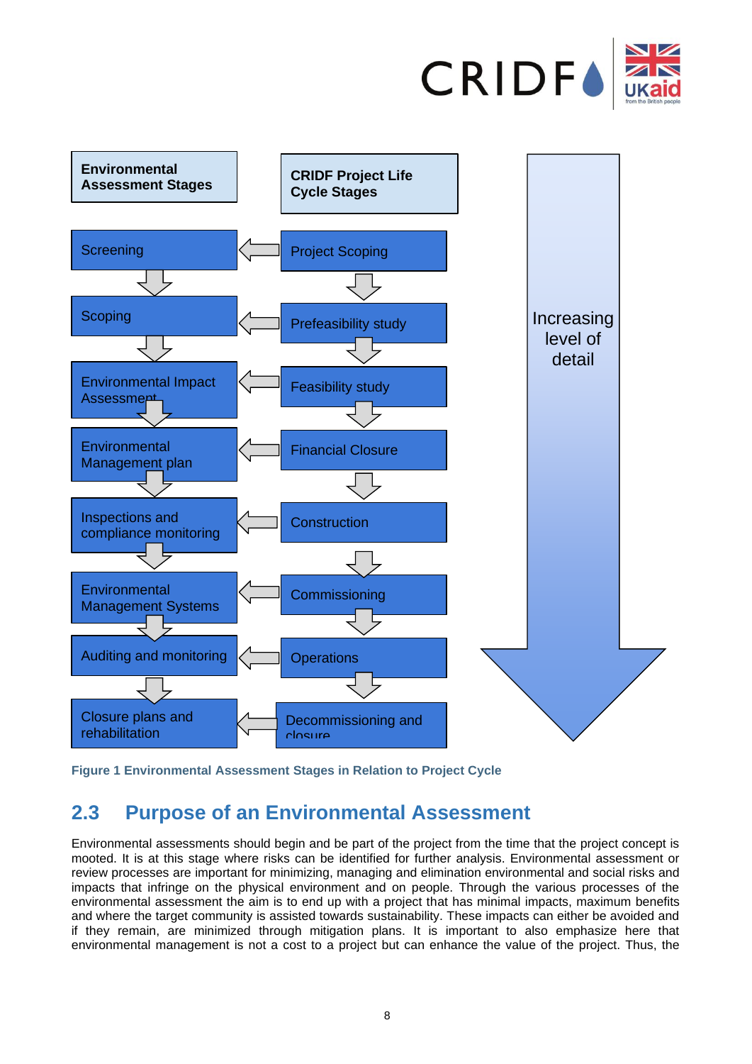| Environmental Assessment Stages | CRIDF Project Life Cycle Stages |
| --- | --- |
| Screening | Project Scoping |
| Scoping | Prefeasibility study |
| Environmental Impact Assessment | Feasibility study |
| Environmental Management plan | Financial Closure |
| Inspections and compliance monitoring | Construction |
| Environmental Management Systems | Commissioning |
| Auditing and monitoring | Operations |
| Closure plans and rehabilitation | Decommissioning and closure |

Increasing level of detail

**Figure 1 Environmental Assessment Stages in Relation to Project Cycle**

## 2.3 Purpose of an Environmental Assessment

Environmental assessments should begin and be part of the project from the time that the project concept is mooted. It is at this stage where risks can be identified for further analysis. Environmental assessment or review processes are important for minimizing, managing and elimination environmental and social risks and impacts that infringe on the physical environment and on people. Through the various processes of the environmental assessment the aim is to end up with a project that has minimal impacts, maximum benefits and where the target community is assisted towards sustainability. These impacts can either be avoided and if they remain, are minimized through mitigation plans. It is important to also emphasize here that environmental management is not a cost to a project but can enhance the value of the project. Thus, the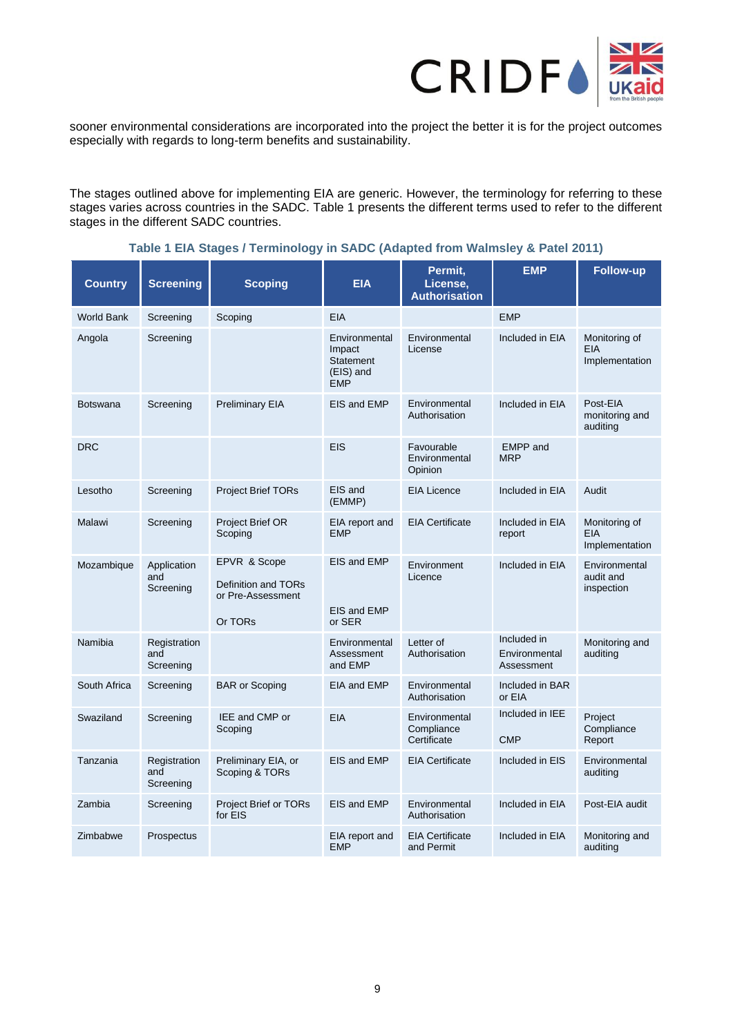sooner environmental considerations are incorporated into the project the better it is for the project outcomes especially with regards to long-term benefits and sustainability.

The stages outlined above for implementing EIA are generic. However, the terminology for referring to these stages varies across countries in the SADC. Table 1 presents the different terms used to refer to the different stages in the different SADC countries.

**Table 1 EIA Stages / Terminology in SADC (Adapted from Walmsley & Patel 2011)**

| Country | Screening | Scoping | EIA | Permit, License, Authorisation | EMP | Follow-up |
|---|---|---|---|---|---|---|
| World Bank | Screening | Scoping | EIA | | EMP | |
| Angola | Screening | | Environmental Impact Statement (EIS) and EMP | Environmental License | Included in EIA | Monitoring of EIA Implementation |
| Botswana | Screening | Preliminary EIA | EIS and EMP | Environmental Authorisation | Included in EIA | Post-EIA monitoring and auditing |
| DRC | | | EIS | Favourable Environmental Opinion | EMPP and MRP | |
| Lesotho | Screening | Project Brief TORs | EIS and (EMMP) | EIA Licence | Included in EIA | Audit |
| Malawi | Screening | Project Brief OR Scoping | EIA report and EMP | EIA Certificate | Included in EIA report | Monitoring of EIA Implementation |
| Mozambique | Application and Screening | EPVR & Scope Definition and TORs or Pre-Assessment Or TORs | EIS and EMP EIS and EMP or SER | Environment Licence | Included in EIA | Environmental audit and inspection |
| Namibia | Registration and Screening | | Environmental Assessment and EMP | Letter of Authorisation | Included in Environmental Assessment | Monitoring and auditing |
| South Africa | Screening | BAR or Scoping | EIA and EMP | Environmental Authorisation | Included in BAR or EIA | |
| Swaziland | Screening | IEE and CMP or Scoping | EIA | Environmental Compliance Certificate | Included in IEE CMP | Project Compliance Report |
| Tanzania | Registration and Screening | Preliminary EIA, or Scoping & TORs | EIS and EMP | EIA Certificate | Included in EIS | Environmental auditing |
| Zambia | Screening | Project Brief or TORs for EIS | EIS and EMP | Environmental Authorisation | Included in EIA | Post-EIA audit |
| Zimbabwe | Prospectus | | EIA report and EMP | EIA Certificate and Permit | Included in EIA | Monitoring and auditing |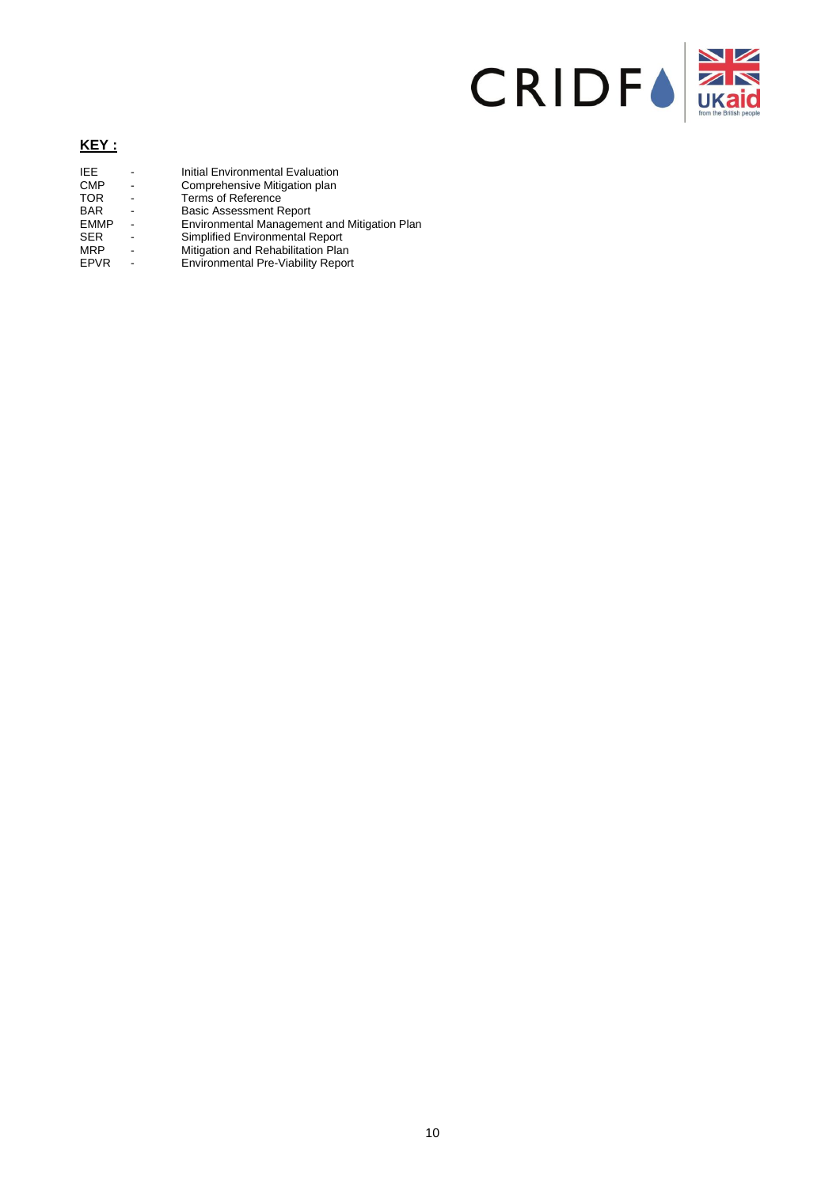**KEY :**

| | | |
|---|---|---|
| IEE | - | Initial Environmental Evaluation |
| CMP | - | Comprehensive Mitigation plan |
| TOR | - | Terms of Reference |
| BAR | - | Basic Assessment Report |
| EMMP | - | Environmental Management and Mitigation Plan |
| SER | - | Simplified Environmental Report |
| MRP | - | Mitigation and Rehabilitation Plan |
| EPVR | - | Environmental Pre-Viability Report |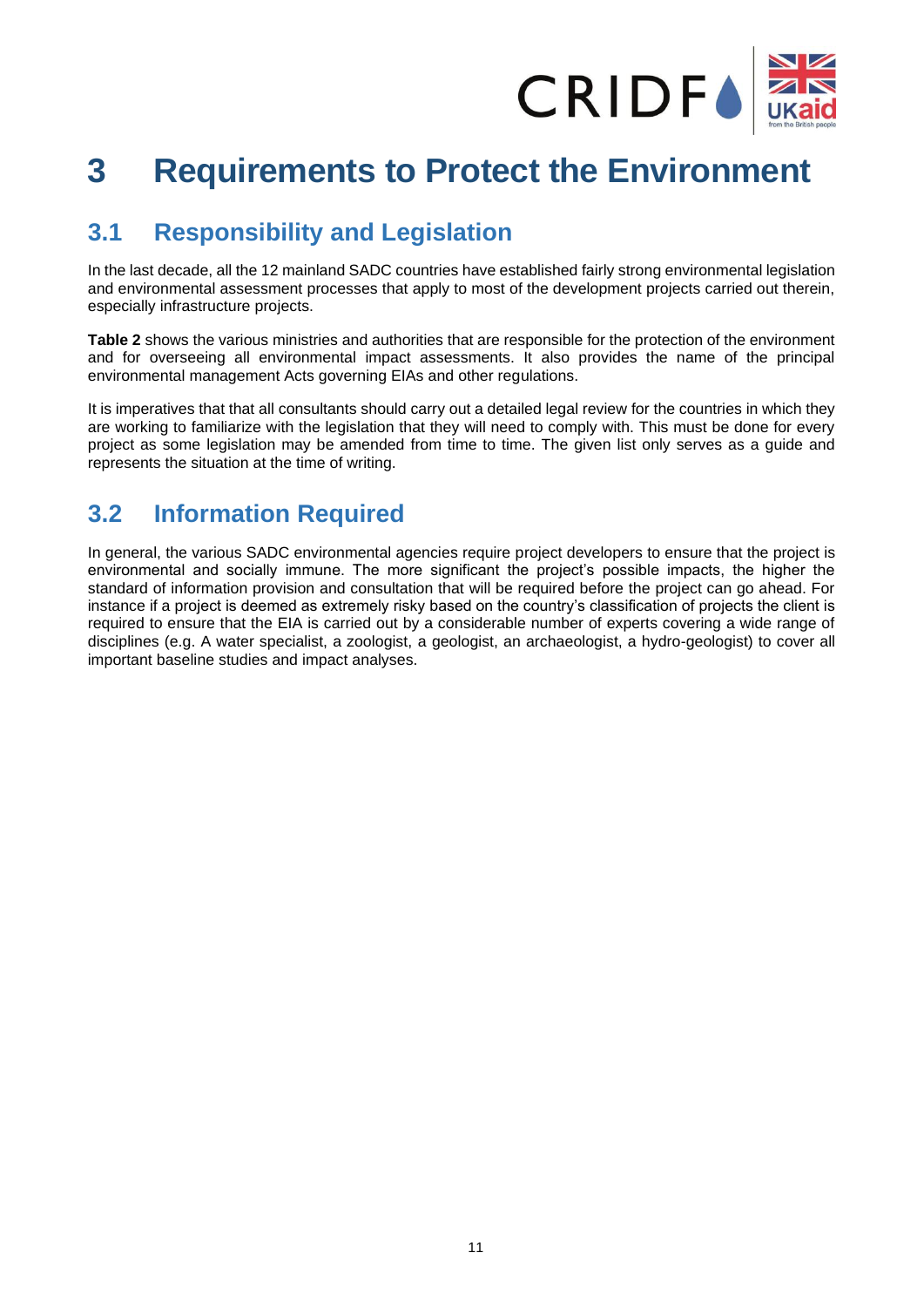# 3 Requirements to Protect the Environment

## 3.1 Responsibility and Legislation

In the last decade, all the 12 mainland SADC countries have established fairly strong environmental legislation and environmental assessment processes that apply to most of the development projects carried out therein, especially infrastructure projects.

**Table 2** shows the various ministries and authorities that are responsible for the protection of the environment and for overseeing all environmental impact assessments. It also provides the name of the principal environmental management Acts governing EIAs and other regulations.

It is imperatives that that all consultants should carry out a detailed legal review for the countries in which they are working to familiarize with the legislation that they will need to comply with. This must be done for every project as some legislation may be amended from time to time. The given list only serves as a guide and represents the situation at the time of writing.

## 3.2 Information Required

In general, the various SADC environmental agencies require project developers to ensure that the project is environmental and socially immune. The more significant the project's possible impacts, the higher the standard of information provision and consultation that will be required before the project can go ahead. For instance if a project is deemed as extremely risky based on the country's classification of projects the client is required to ensure that the EIA is carried out by a considerable number of experts covering a wide range of disciplines (e.g. A water specialist, a zoologist, a geologist, an archaeologist, a hydro-geologist) to cover all important baseline studies and impact analyses.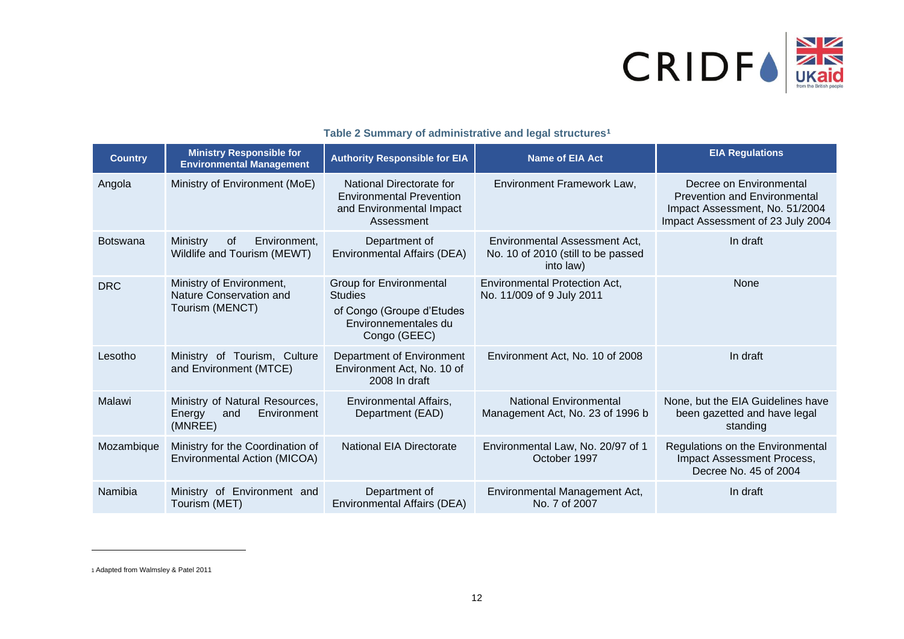**Table 2 Summary of administrative and legal structures[1]**

| Country | Ministry Responsible for Environmental Management | Authority Responsible for EIA | Name of EIA Act | EIA Regulations |
|---|---|---|---|---|
| Angola | Ministry of Environment (MoE) | National Directorate for Environmental Prevention and Environmental Impact Assessment | Environment Framework Law, | Decree on Environmental Prevention and Environmental Impact Assessment, No. 51/2004 Impact Assessment of 23 July 2004 |
| Botswana | Ministry of Environment, Wildlife and Tourism (MEWT) | Department of Environmental Affairs (DEA) | Environmental Assessment Act, No. 10 of 2010 (still to be passed into law) | In draft |
| DRC | Ministry of Environment, Nature Conservation and Tourism (MENCT) | Group for Environmental Studies of Congo (Groupe d'Etudes Environnementales du Congo (GEEC) | Environmental Protection Act, No. 11/009 of 9 July 2011 | None |
| Lesotho | Ministry of Tourism, Culture and Environment (MTCE) | Department of Environment Environment Act, No. 10 of 2008 In draft | Environment Act, No. 10 of 2008 | In draft |
| Malawi | Ministry of Natural Resources, Energy and Environment (MNREE) | Environmental Affairs, Department (EAD) | National Environmental Management Act, No. 23 of 1996 b | None, but the EIA Guidelines have been gazetted and have legal standing |
| Mozambique | Ministry for the Coordination of Environmental Action (MICOA) | National EIA Directorate | Environmental Law, No. 20/97 of 1 October 1997 | Regulations on the Environmental Impact Assessment Process, Decree No. 45 of 2004 |
| Namibia | Ministry of Environment and Tourism (MET) | Department of Environmental Affairs (DEA) | Environmental Management Act, No. 7 of 2007 | In draft |

[1] Adapted from Walmsley & Patel 2011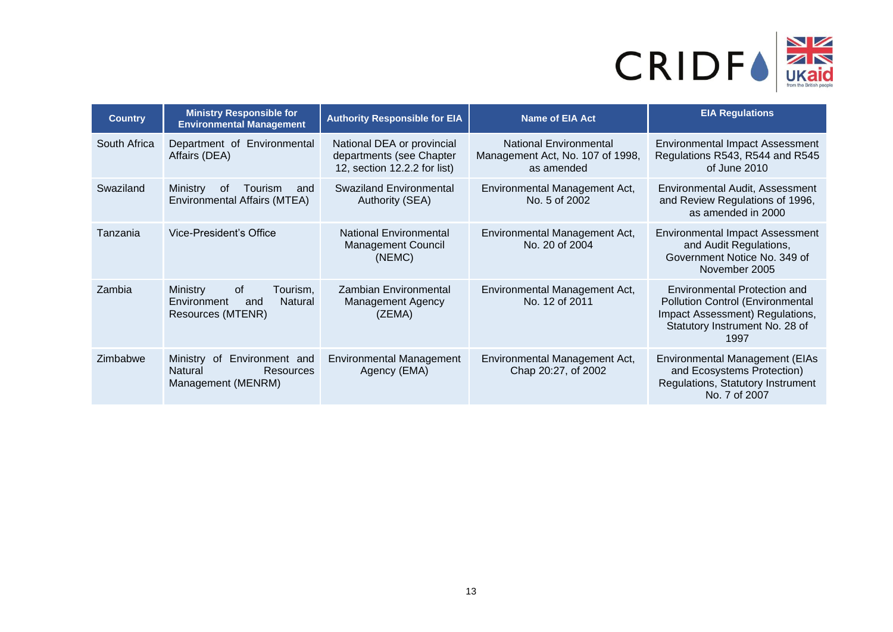| Country | Ministry Responsible for Environmental Management | Authority Responsible for EIA | Name of EIA Act | EIA Regulations |
|---|---|---|---|---|
| South Africa | Department of Environmental Affairs (DEA) | National DEA or provincial departments (see Chapter 12, section 12.2.2 for list) | National Environmental Management Act, No. 107 of 1998, as amended | Environmental Impact Assessment Regulations R543, R544 and R545 of June 2010 |
| Swaziland | Ministry of Tourism and Environmental Affairs (MTEA) | Swaziland Environmental Authority (SEA) | Environmental Management Act, No. 5 of 2002 | Environmental Audit, Assessment and Review Regulations of 1996, as amended in 2000 |
| Tanzania | Vice-President's Office | National Environmental Management Council (NEMC) | Environmental Management Act, No. 20 of 2004 | Environmental Impact Assessment and Audit Regulations, Government Notice No. 349 of November 2005 |
| Zambia | Ministry of Tourism, Environment and Natural Resources (MTENR) | Zambian Environmental Management Agency (ZEMA) | Environmental Management Act, No. 12 of 2011 | Environmental Protection and Pollution Control (Environmental Impact Assessment) Regulations, Statutory Instrument No. 28 of 1997 |
| Zimbabwe | Ministry of Environment and Natural Resources Management (MENRM) | Environmental Management Agency (EMA) | Environmental Management Act, Chap 20:27, of 2002 | Environmental Management (EIAs and Ecosystems Protection) Regulations, Statutory Instrument No. 7 of 2007 |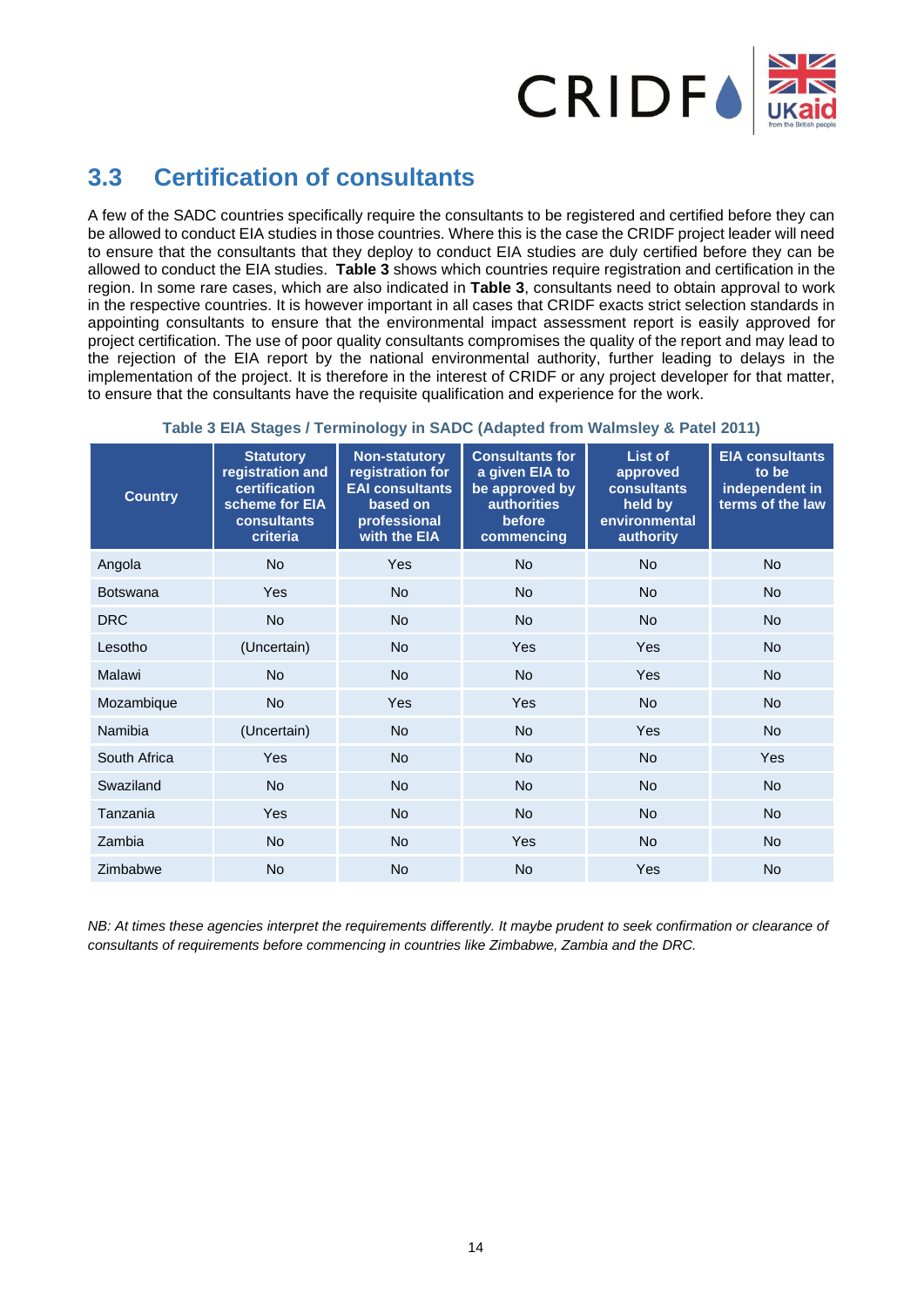## 3.3 Certification of consultants

A few of the SADC countries specifically require the consultants to be registered and certified before they can be allowed to conduct EIA studies in those countries. Where this is the case the CRIDF project leader will need to ensure that the consultants that they deploy to conduct EIA studies are duly certified before they can be allowed to conduct the EIA studies. **Table 3** shows which countries require registration and certification in the region. In some rare cases, which are also indicated in **Table 3**, consultants need to obtain approval to work in the respective countries. It is however important in all cases that CRIDF exacts strict selection standards in appointing consultants to ensure that the environmental impact assessment report is easily approved for project certification. The use of poor quality consultants compromises the quality of the report and may lead to the rejection of the EIA report by the national environmental authority, further leading to delays in the implementation of the project. It is therefore in the interest of CRIDF or any project developer for that matter, to ensure that the consultants have the requisite qualification and experience for the work.

**Table 3 EIA Stages / Terminology in SADC (Adapted from Walmsley & Patel 2011)**

| Country | Statutory registration and certification scheme for EIA consultants criteria | Non-statutory registration for EAI consultants based on professional with the EIA | Consultants for a given EIA to be approved by authorities before commencing | List of approved consultants held by environmental authority | EIA consultants to be independent in terms of the law |
|---|---|---|---|---|---|
| Angola | No | Yes | No | No | No |
| Botswana | Yes | No | No | No | No |
| DRC | No | No | No | No | No |
| Lesotho | (Uncertain) | No | Yes | Yes | No |
| Malawi | No | No | No | Yes | No |
| Mozambique | No | Yes | Yes | No | No |
| Namibia | (Uncertain) | No | No | Yes | No |
| South Africa | Yes | No | No | No | Yes |
| Swaziland | No | No | No | No | No |
| Tanzania | Yes | No | No | No | No |
| Zambia | No | No | Yes | No | No |
| Zimbabwe | No | No | No | Yes | No |

*NB: At times these agencies interpret the requirements differently. It maybe prudent to seek confirmation or clearance of consultants of requirements before commencing in countries like Zimbabwe, Zambia and the DRC.*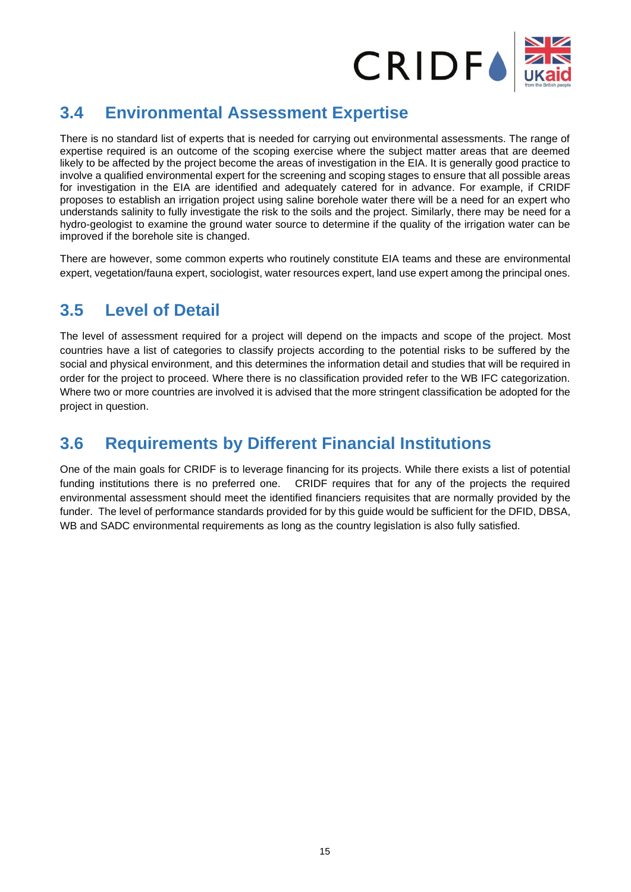## 3.4 Environmental Assessment Expertise

There is no standard list of experts that is needed for carrying out environmental assessments. The range of expertise required is an outcome of the scoping exercise where the subject matter areas that are deemed likely to be affected by the project become the areas of investigation in the EIA. It is generally good practice to involve a qualified environmental expert for the screening and scoping stages to ensure that all possible areas for investigation in the EIA are identified and adequately catered for in advance. For example, if CRIDF proposes to establish an irrigation project using saline borehole water there will be a need for an expert who understands salinity to fully investigate the risk to the soils and the project. Similarly, there may be need for a hydro-geologist to examine the ground water source to determine if the quality of the irrigation water can be improved if the borehole site is changed.

There are however, some common experts who routinely constitute EIA teams and these are environmental expert, vegetation/fauna expert, sociologist, water resources expert, land use expert among the principal ones.

## 3.5 Level of Detail

The level of assessment required for a project will depend on the impacts and scope of the project. Most countries have a list of categories to classify projects according to the potential risks to be suffered by the social and physical environment, and this determines the information detail and studies that will be required in order for the project to proceed. Where there is no classification provided refer to the WB IFC categorization. Where two or more countries are involved it is advised that the more stringent classification be adopted for the project in question.

## 3.6 Requirements by Different Financial Institutions

One of the main goals for CRIDF is to leverage financing for its projects. While there exists a list of potential funding institutions there is no preferred one. CRIDF requires that for any of the projects the required environmental assessment should meet the identified financiers requisites that are normally provided by the funder. The level of performance standards provided for by this guide would be sufficient for the DFID, DBSA, WB and SADC environmental requirements as long as the country legislation is also fully satisfied.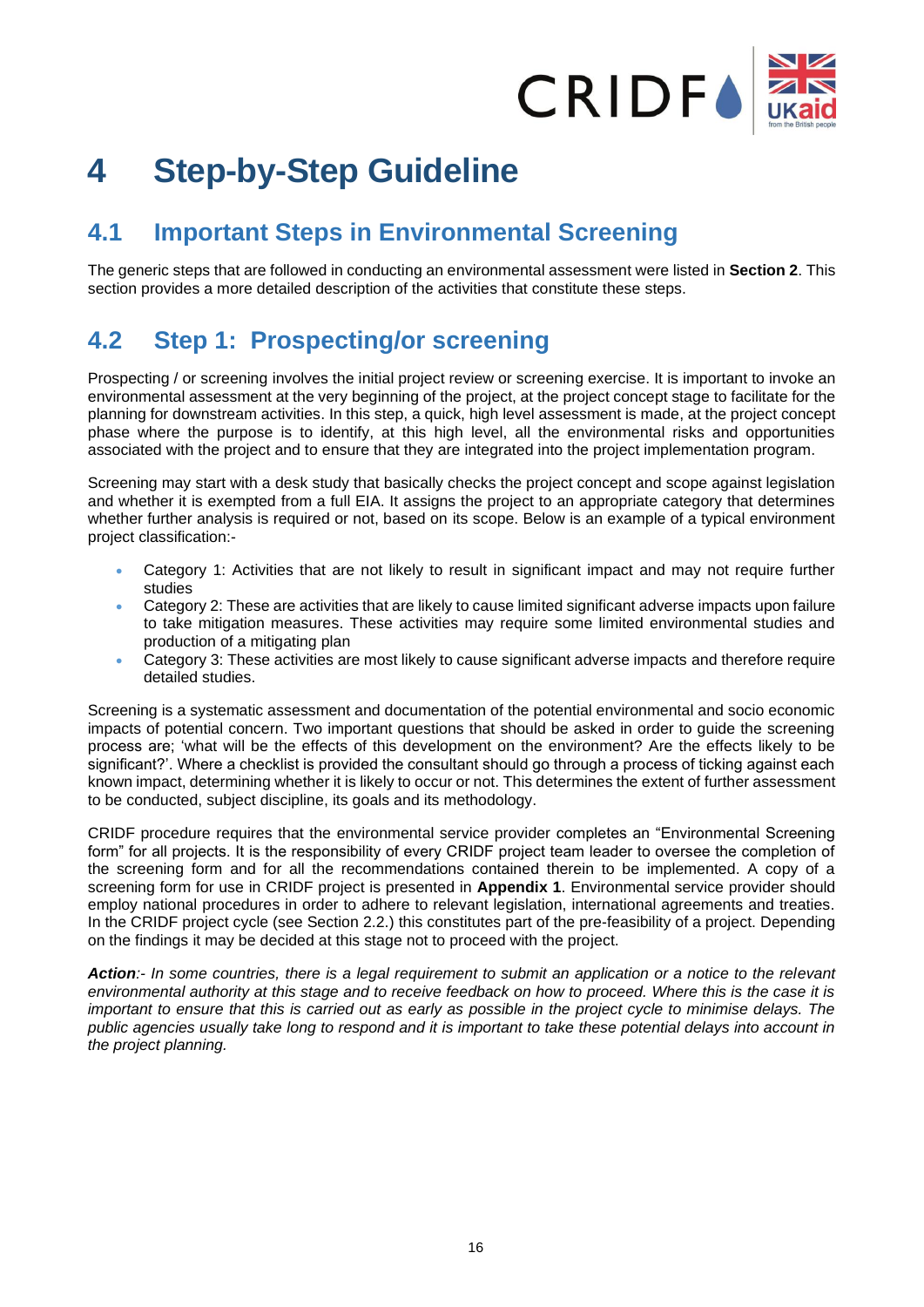# 4 Step-by-Step Guideline

## 4.1 Important Steps in Environmental Screening

The generic steps that are followed in conducting an environmental assessment were listed in **Section 2**. This section provides a more detailed description of the activities that constitute these steps.

## 4.2 Step 1: Prospecting/or screening

Prospecting / or screening involves the initial project review or screening exercise. It is important to invoke an environmental assessment at the very beginning of the project, at the project concept stage to facilitate for the planning for downstream activities. In this step, a quick, high level assessment is made, at the project concept phase where the purpose is to identify, at this high level, all the environmental risks and opportunities associated with the project and to ensure that they are integrated into the project implementation program.

Screening may start with a desk study that basically checks the project concept and scope against legislation and whether it is exempted from a full EIA. It assigns the project to an appropriate category that determines whether further analysis is required or not, based on its scope. Below is an example of a typical environment project classification:-

- Category 1: Activities that are not likely to result in significant impact and may not require further studies
- Category 2: These are activities that are likely to cause limited significant adverse impacts upon failure to take mitigation measures. These activities may require some limited environmental studies and production of a mitigating plan
- Category 3: These activities are most likely to cause significant adverse impacts and therefore require detailed studies.

Screening is a systematic assessment and documentation of the potential environmental and socio economic impacts of potential concern. Two important questions that should be asked in order to guide the screening process are; 'what will be the effects of this development on the environment? Are the effects likely to be significant?'. Where a checklist is provided the consultant should go through a process of ticking against each known impact, determining whether it is likely to occur or not. This determines the extent of further assessment to be conducted, subject discipline, its goals and its methodology.

CRIDF procedure requires that the environmental service provider completes an "Environmental Screening form" for all projects. It is the responsibility of every CRIDF project team leader to oversee the completion of the screening form and for all the recommendations contained therein to be implemented. A copy of a screening form for use in CRIDF project is presented in **Appendix 1**. Environmental service provider should employ national procedures in order to adhere to relevant legislation, international agreements and treaties. In the CRIDF project cycle (see Section 2.2.) this constitutes part of the pre-feasibility of a project. Depending on the findings it may be decided at this stage not to proceed with the project.

***Action***:- *In some countries, there is a legal requirement to submit an application or a notice to the relevant environmental authority at this stage and to receive feedback on how to proceed. Where this is the case it is important to ensure that this is carried out as early as possible in the project cycle to minimise delays. The public agencies usually take long to respond and it is important to take these potential delays into account in the project planning.*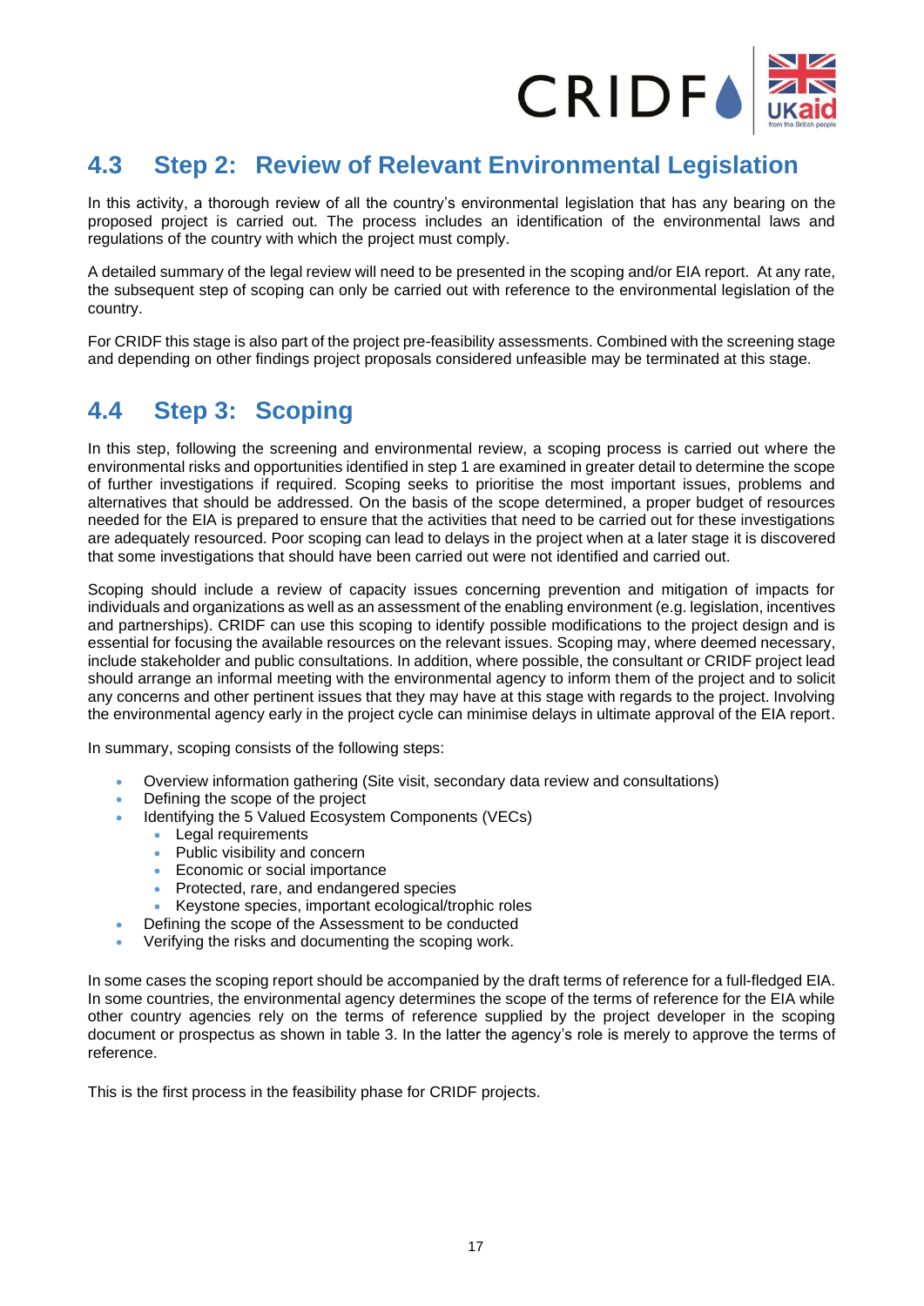## 4.3 Step 2: Review of Relevant Environmental Legislation

In this activity, a thorough review of all the country's environmental legislation that has any bearing on the proposed project is carried out. The process includes an identification of the environmental laws and regulations of the country with which the project must comply.

A detailed summary of the legal review will need to be presented in the scoping and/or EIA report. At any rate, the subsequent step of scoping can only be carried out with reference to the environmental legislation of the country.

For CRIDF this stage is also part of the project pre-feasibility assessments. Combined with the screening stage and depending on other findings project proposals considered unfeasible may be terminated at this stage.

## 4.4 Step 3: Scoping

In this step, following the screening and environmental review, a scoping process is carried out where the environmental risks and opportunities identified in step 1 are examined in greater detail to determine the scope of further investigations if required. Scoping seeks to prioritise the most important issues, problems and alternatives that should be addressed. On the basis of the scope determined, a proper budget of resources needed for the EIA is prepared to ensure that the activities that need to be carried out for these investigations are adequately resourced. Poor scoping can lead to delays in the project when at a later stage it is discovered that some investigations that should have been carried out were not identified and carried out.

Scoping should include a review of capacity issues concerning prevention and mitigation of impacts for individuals and organizations as well as an assessment of the enabling environment (e.g. legislation, incentives and partnerships). CRIDF can use this scoping to identify possible modifications to the project design and is essential for focusing the available resources on the relevant issues. Scoping may, where deemed necessary, include stakeholder and public consultations. In addition, where possible, the consultant or CRIDF project lead should arrange an informal meeting with the environmental agency to inform them of the project and to solicit any concerns and other pertinent issues that they may have at this stage with regards to the project. Involving the environmental agency early in the project cycle can minimise delays in ultimate approval of the EIA report.

In summary, scoping consists of the following steps:

- Overview information gathering (Site visit, secondary data review and consultations)
- Defining the scope of the project
- Identifying the 5 Valued Ecosystem Components (VECs)
  - Legal requirements
  - Public visibility and concern
  - Economic or social importance
  - Protected, rare, and endangered species
  - Keystone species, important ecological/trophic roles
- Defining the scope of the Assessment to be conducted
- Verifying the risks and documenting the scoping work.

In some cases the scoping report should be accompanied by the draft terms of reference for a full-fledged EIA. In some countries, the environmental agency determines the scope of the terms of reference for the EIA while other country agencies rely on the terms of reference supplied by the project developer in the scoping document or prospectus as shown in table 3. In the latter the agency's role is merely to approve the terms of reference.

This is the first process in the feasibility phase for CRIDF projects.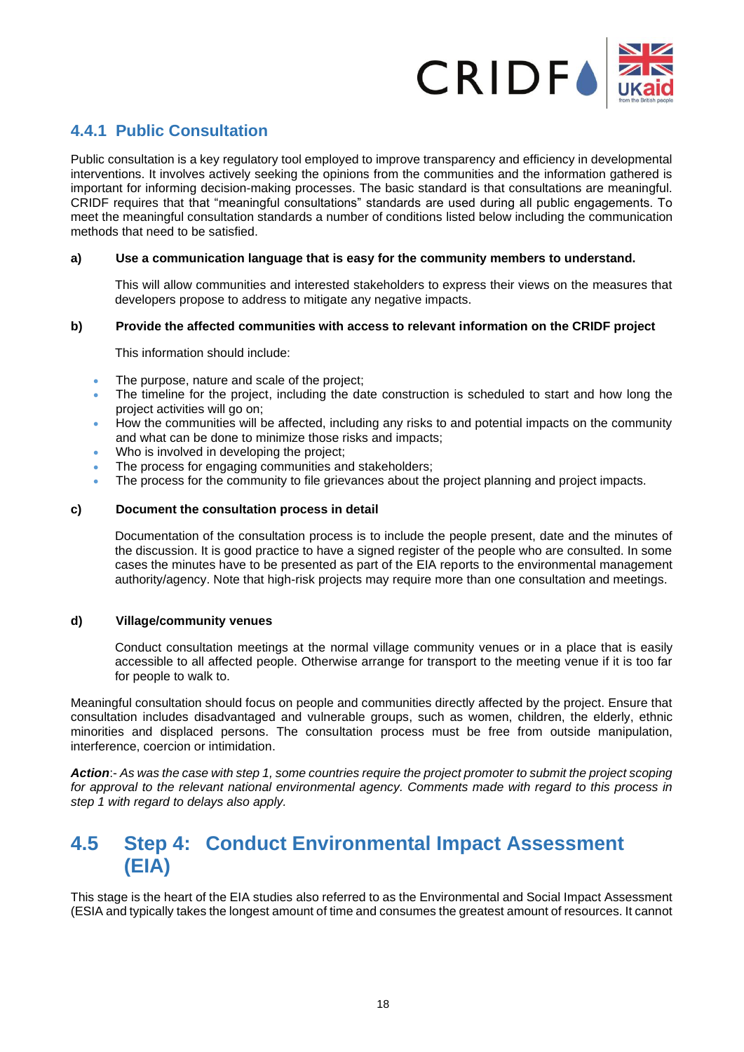### 4.4.1 Public Consultation

Public consultation is a key regulatory tool employed to improve transparency and efficiency in developmental interventions. It involves actively seeking the opinions from the communities and the information gathered is important for informing decision-making processes. The basic standard is that consultations are meaningful. CRIDF requires that that "meaningful consultations" standards are used during all public engagements. To meet the meaningful consultation standards a number of conditions listed below including the communication methods that need to be satisfied.

**a) Use a communication language that is easy for the community members to understand.**

This will allow communities and interested stakeholders to express their views on the measures that developers propose to address to mitigate any negative impacts.

**b) Provide the affected communities with access to relevant information on the CRIDF project**

This information should include:

- The purpose, nature and scale of the project;
- The timeline for the project, including the date construction is scheduled to start and how long the project activities will go on;
- How the communities will be affected, including any risks to and potential impacts on the community and what can be done to minimize those risks and impacts;
- Who is involved in developing the project;
- The process for engaging communities and stakeholders;
- The process for the community to file grievances about the project planning and project impacts.

**c) Document the consultation process in detail**

Documentation of the consultation process is to include the people present, date and the minutes of the discussion. It is good practice to have a signed register of the people who are consulted. In some cases the minutes have to be presented as part of the EIA reports to the environmental management authority/agency. Note that high-risk projects may require more than one consultation and meetings.

**d) Village/community venues**

Conduct consultation meetings at the normal village community venues or in a place that is easily accessible to all affected people. Otherwise arrange for transport to the meeting venue if it is too far for people to walk to.

Meaningful consultation should focus on people and communities directly affected by the project. Ensure that consultation includes disadvantaged and vulnerable groups, such as women, children, the elderly, ethnic minorities and displaced persons. The consultation process must be free from outside manipulation, interference, coercion or intimidation.

***Action***:- *As was the case with step 1, some countries require the project promoter to submit the project scoping for approval to the relevant national environmental agency. Comments made with regard to this process in step 1 with regard to delays also apply.*

## 4.5 Step 4: Conduct Environmental Impact Assessment (EIA)

This stage is the heart of the EIA studies also referred to as the Environmental and Social Impact Assessment (ESIA and typically takes the longest amount of time and consumes the greatest amount of resources. It cannot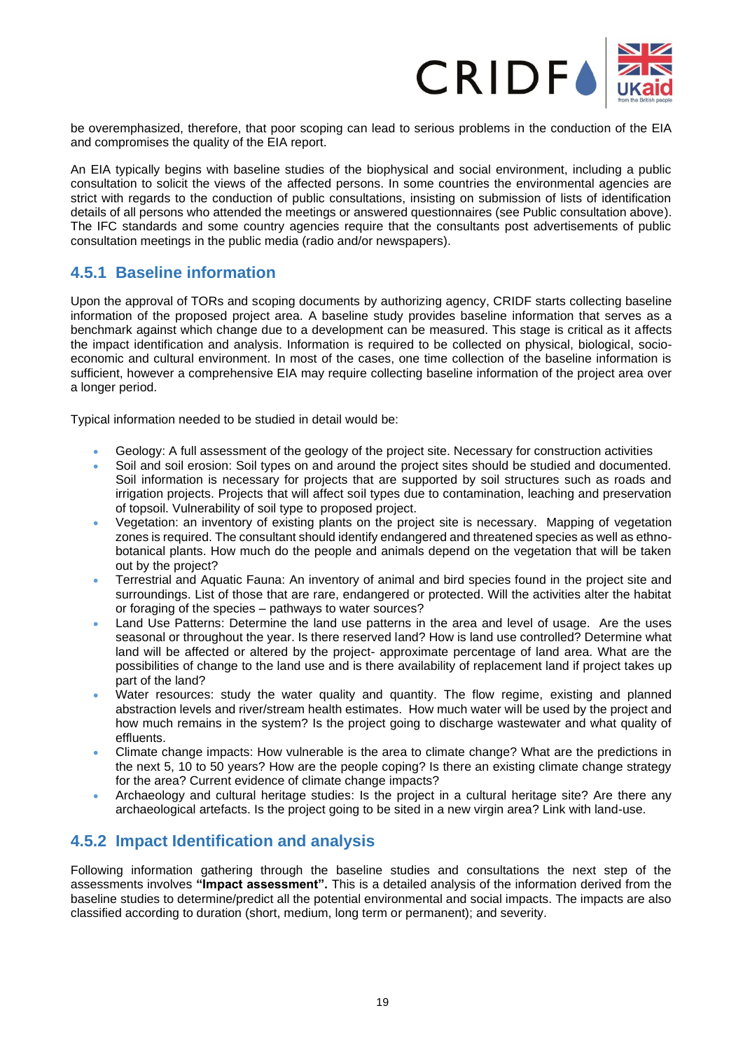be overemphasized, therefore, that poor scoping can lead to serious problems in the conduction of the EIA and compromises the quality of the EIA report.

An EIA typically begins with baseline studies of the biophysical and social environment, including a public consultation to solicit the views of the affected persons. In some countries the environmental agencies are strict with regards to the conduction of public consultations, insisting on submission of lists of identification details of all persons who attended the meetings or answered questionnaires (see Public consultation above). The IFC standards and some country agencies require that the consultants post advertisements of public consultation meetings in the public media (radio and/or newspapers).

### 4.5.1 Baseline information

Upon the approval of TORs and scoping documents by authorizing agency, CRIDF starts collecting baseline information of the proposed project area. A baseline study provides baseline information that serves as a benchmark against which change due to a development can be measured. This stage is critical as it affects the impact identification and analysis. Information is required to be collected on physical, biological, socio-economic and cultural environment. In most of the cases, one time collection of the baseline information is sufficient, however a comprehensive EIA may require collecting baseline information of the project area over a longer period.

Typical information needed to be studied in detail would be:

- Geology: A full assessment of the geology of the project site. Necessary for construction activities
- Soil and soil erosion: Soil types on and around the project sites should be studied and documented. Soil information is necessary for projects that are supported by soil structures such as roads and irrigation projects. Projects that will affect soil types due to contamination, leaching and preservation of topsoil. Vulnerability of soil type to proposed project.
- Vegetation: an inventory of existing plants on the project site is necessary. Mapping of vegetation zones is required. The consultant should identify endangered and threatened species as well as ethno-botanical plants. How much do the people and animals depend on the vegetation that will be taken out by the project?
- Terrestrial and Aquatic Fauna: An inventory of animal and bird species found in the project site and surroundings. List of those that are rare, endangered or protected. Will the activities alter the habitat or foraging of the species – pathways to water sources?
- Land Use Patterns: Determine the land use patterns in the area and level of usage. Are the uses seasonal or throughout the year. Is there reserved land? How is land use controlled? Determine what land will be affected or altered by the project- approximate percentage of land area. What are the possibilities of change to the land use and is there availability of replacement land if project takes up part of the land?
- Water resources: study the water quality and quantity. The flow regime, existing and planned abstraction levels and river/stream health estimates. How much water will be used by the project and how much remains in the system? Is the project going to discharge wastewater and what quality of effluents.
- Climate change impacts: How vulnerable is the area to climate change? What are the predictions in the next 5, 10 to 50 years? How are the people coping? Is there an existing climate change strategy for the area? Current evidence of climate change impacts?
- Archaeology and cultural heritage studies: Is the project in a cultural heritage site? Are there any archaeological artefacts. Is the project going to be sited in a new virgin area? Link with land-use.

### 4.5.2 Impact Identification and analysis

Following information gathering through the baseline studies and consultations the next step of the assessments involves **"Impact assessment".** This is a detailed analysis of the information derived from the baseline studies to determine/predict all the potential environmental and social impacts. The impacts are also classified according to duration (short, medium, long term or permanent); and severity.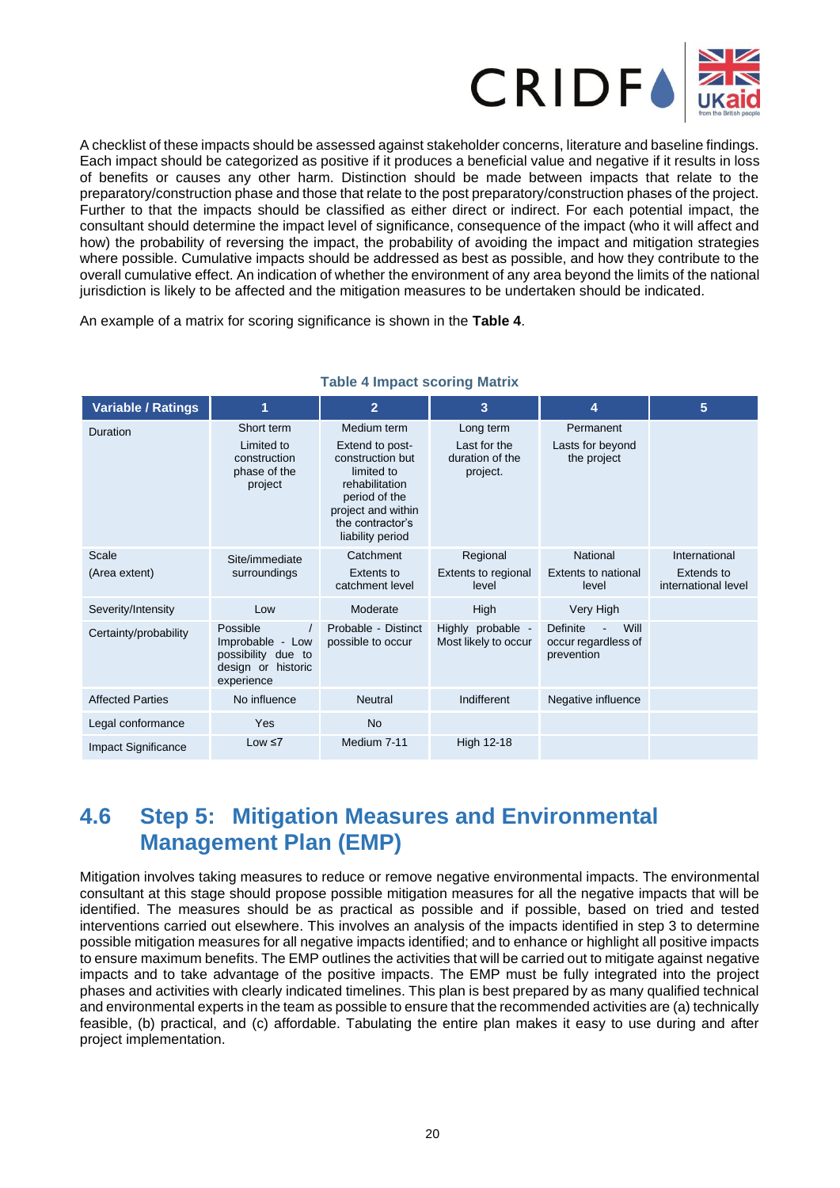A checklist of these impacts should be assessed against stakeholder concerns, literature and baseline findings. Each impact should be categorized as positive if it produces a beneficial value and negative if it results in loss of benefits or causes any other harm. Distinction should be made between impacts that relate to the preparatory/construction phase and those that relate to the post preparatory/construction phases of the project. Further to that the impacts should be classified as either direct or indirect. For each potential impact, the consultant should determine the impact level of significance, consequence of the impact (who it will affect and how) the probability of reversing the impact, the probability of avoiding the impact and mitigation strategies where possible. Cumulative impacts should be addressed as best as possible, and how they contribute to the overall cumulative effect. An indication of whether the environment of any area beyond the limits of the national jurisdiction is likely to be affected and the mitigation measures to be undertaken should be indicated.

An example of a matrix for scoring significance is shown in the **Table 4**.

**Table 4 Impact scoring Matrix**

| Variable / Ratings | 1 | 2 | 3 | 4 | 5 |
|---|---|---|---|---|---|
| Duration | Short term<br>Limited to construction phase of the project | Medium term<br>Extend to post-construction but limited to rehabilitation period of the project and within the contractor's liability period | Long term<br>Last for the duration of the project. | Permanent<br>Lasts for beyond the project | |
| Scale<br>(Area extent) | Site/immediate surroundings | Catchment<br>Extents to catchment level | Regional<br>Extents to regional level | National<br>Extents to national level | International<br>Extends to international level |
| Severity/Intensity | Low | Moderate | High | Very High | |
| Certainty/probability | Possible / Improbable - Low possibility due to design or historic experience | Probable - Distinct possible to occur | Highly probable - Most likely to occur | Definite - Will occur regardless of prevention | |
| Affected Parties | No influence | Neutral | Indifferent | Negative influence | |
| Legal conformance | Yes | No | | | |
| Impact Significance | Low ≤7 | Medium 7-11 | High 12-18 | | |

## 4.6 Step 5: Mitigation Measures and Environmental Management Plan (EMP)

Mitigation involves taking measures to reduce or remove negative environmental impacts. The environmental consultant at this stage should propose possible mitigation measures for all the negative impacts that will be identified. The measures should be as practical as possible and if possible, based on tried and tested interventions carried out elsewhere. This involves an analysis of the impacts identified in step 3 to determine possible mitigation measures for all negative impacts identified; and to enhance or highlight all positive impacts to ensure maximum benefits. The EMP outlines the activities that will be carried out to mitigate against negative impacts and to take advantage of the positive impacts. The EMP must be fully integrated into the project phases and activities with clearly indicated timelines. This plan is best prepared by as many qualified technical and environmental experts in the team as possible to ensure that the recommended activities are (a) technically feasible, (b) practical, and (c) affordable. Tabulating the entire plan makes it easy to use during and after project implementation.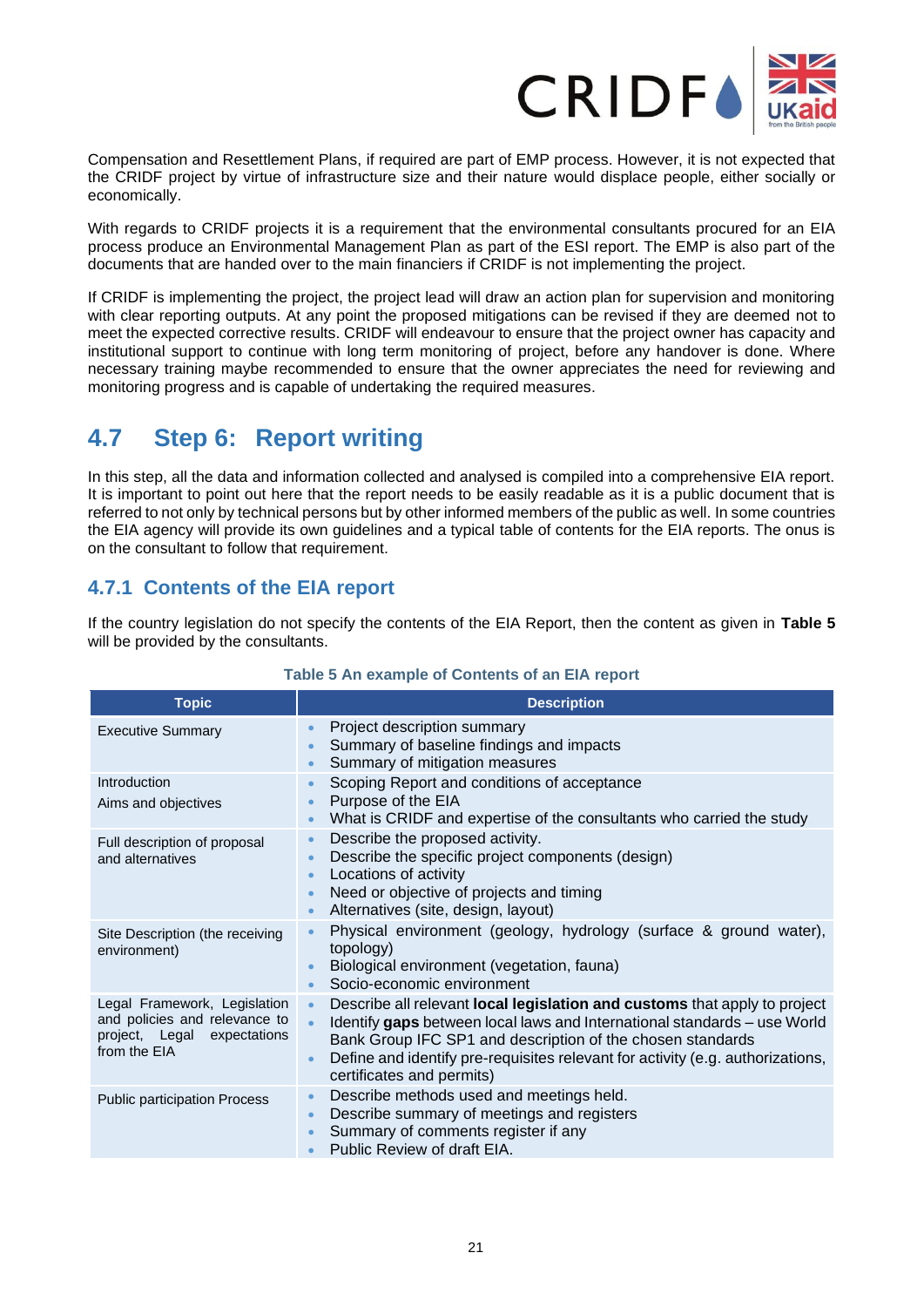Compensation and Resettlement Plans, if required are part of EMP process. However, it is not expected that the CRIDF project by virtue of infrastructure size and their nature would displace people, either socially or economically.

With regards to CRIDF projects it is a requirement that the environmental consultants procured for an EIA process produce an Environmental Management Plan as part of the ESI report. The EMP is also part of the documents that are handed over to the main financiers if CRIDF is not implementing the project.

If CRIDF is implementing the project, the project lead will draw an action plan for supervision and monitoring with clear reporting outputs. At any point the proposed mitigations can be revised if they are deemed not to meet the expected corrective results. CRIDF will endeavour to ensure that the project owner has capacity and institutional support to continue with long term monitoring of project, before any handover is done. Where necessary training maybe recommended to ensure that the owner appreciates the need for reviewing and monitoring progress and is capable of undertaking the required measures.

## 4.7 Step 6: Report writing

In this step, all the data and information collected and analysed is compiled into a comprehensive EIA report. It is important to point out here that the report needs to be easily readable as it is a public document that is referred to not only by technical persons but by other informed members of the public as well. In some countries the EIA agency will provide its own guidelines and a typical table of contents for the EIA reports. The onus is on the consultant to follow that requirement.

### 4.7.1 Contents of the EIA report

If the country legislation do not specify the contents of the EIA Report, then the content as given in **Table 5** will be provided by the consultants.

**Table 5 An example of Contents of an EIA report**

| Topic | Description |
|---|---|
| Executive Summary | • Project description summary<br>• Summary of baseline findings and impacts<br>• Summary of mitigation measures |
| Introduction<br>Aims and objectives | • Scoping Report and conditions of acceptance<br>• Purpose of the EIA<br>• What is CRIDF and expertise of the consultants who carried the study |
| Full description of proposal and alternatives | • Describe the proposed activity.<br>• Describe the specific project components (design)<br>• Locations of activity<br>• Need or objective of projects and timing<br>• Alternatives (site, design, layout) |
| Site Description (the receiving environment) | • Physical environment (geology, hydrology (surface & ground water), topology)<br>• Biological environment (vegetation, fauna)<br>• Socio-economic environment |
| Legal Framework, Legislation and policies and relevance to project, Legal expectations from the EIA | • Describe all relevant **local legislation and customs** that apply to project<br>• Identify **gaps** between local laws and International standards – use World Bank Group IFC SP1 and description of the chosen standards<br>• Define and identify pre-requisites relevant for activity (e.g. authorizations, certificates and permits) |
| Public participation Process | • Describe methods used and meetings held.<br>• Describe summary of meetings and registers<br>• Summary of comments register if any<br>• Public Review of draft EIA. |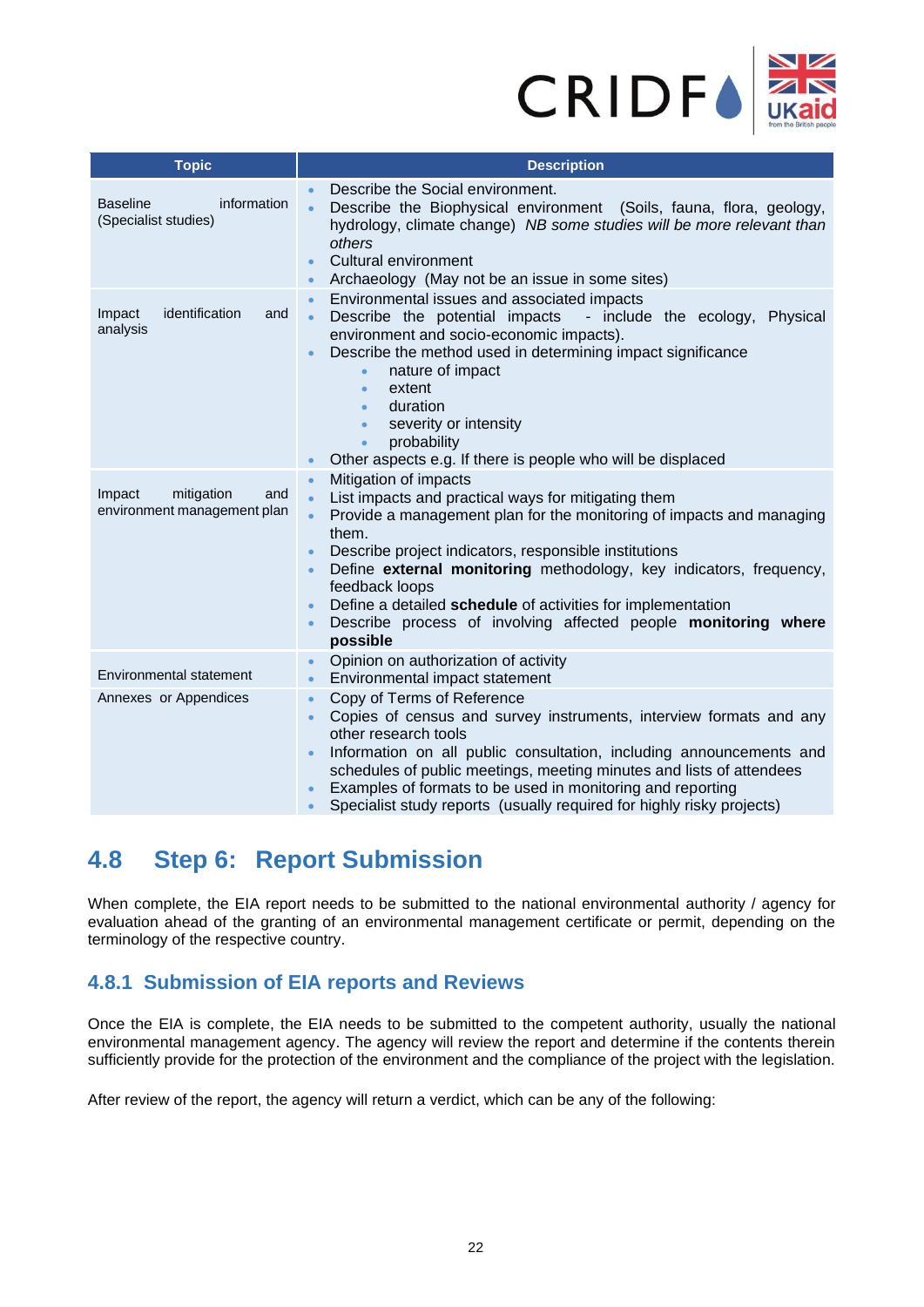| Topic | Description |
|---|---|
| Baseline information (Specialist studies) | • Describe the Social environment.<br>• Describe the Biophysical environment (Soils, fauna, flora, geology, hydrology, climate change) *NB some studies will be more relevant than others*<br>• Cultural environment<br>• Archaeology (May not be an issue in some sites) |
| Impact identification and analysis | • Environmental issues and associated impacts<br>• Describe the potential impacts - include the ecology, Physical environment and socio-economic impacts).<br>• Describe the method used in determining impact significance<br>&nbsp;&nbsp;&nbsp;&nbsp;◦ nature of impact<br>&nbsp;&nbsp;&nbsp;&nbsp;◦ extent<br>&nbsp;&nbsp;&nbsp;&nbsp;◦ duration<br>&nbsp;&nbsp;&nbsp;&nbsp;◦ severity or intensity<br>&nbsp;&nbsp;&nbsp;&nbsp;◦ probability<br>• Other aspects e.g. If there is people who will be displaced |
| Impact mitigation and environment management plan | • Mitigation of impacts<br>• List impacts and practical ways for mitigating them<br>• Provide a management plan for the monitoring of impacts and managing them.<br>• Describe project indicators, responsible institutions<br>• Define **external monitoring** methodology, key indicators, frequency, feedback loops<br>• Define a detailed **schedule** of activities for implementation<br>• Describe process of involving affected people **monitoring where possible** |
| Environmental statement | • Opinion on authorization of activity<br>• Environmental impact statement |
| Annexes or Appendices | • Copy of Terms of Reference<br>• Copies of census and survey instruments, interview formats and any other research tools<br>• Information on all public consultation, including announcements and schedules of public meetings, meeting minutes and lists of attendees<br>• Examples of formats to be used in monitoring and reporting<br>• Specialist study reports (usually required for highly risky projects) |

## 4.8 Step 6: Report Submission

When complete, the EIA report needs to be submitted to the national environmental authority / agency for evaluation ahead of the granting of an environmental management certificate or permit, depending on the terminology of the respective country.

### 4.8.1 Submission of EIA reports and Reviews

Once the EIA is complete, the EIA needs to be submitted to the competent authority, usually the national environmental management agency. The agency will review the report and determine if the contents therein sufficiently provide for the protection of the environment and the compliance of the project with the legislation.

After review of the report, the agency will return a verdict, which can be any of the following: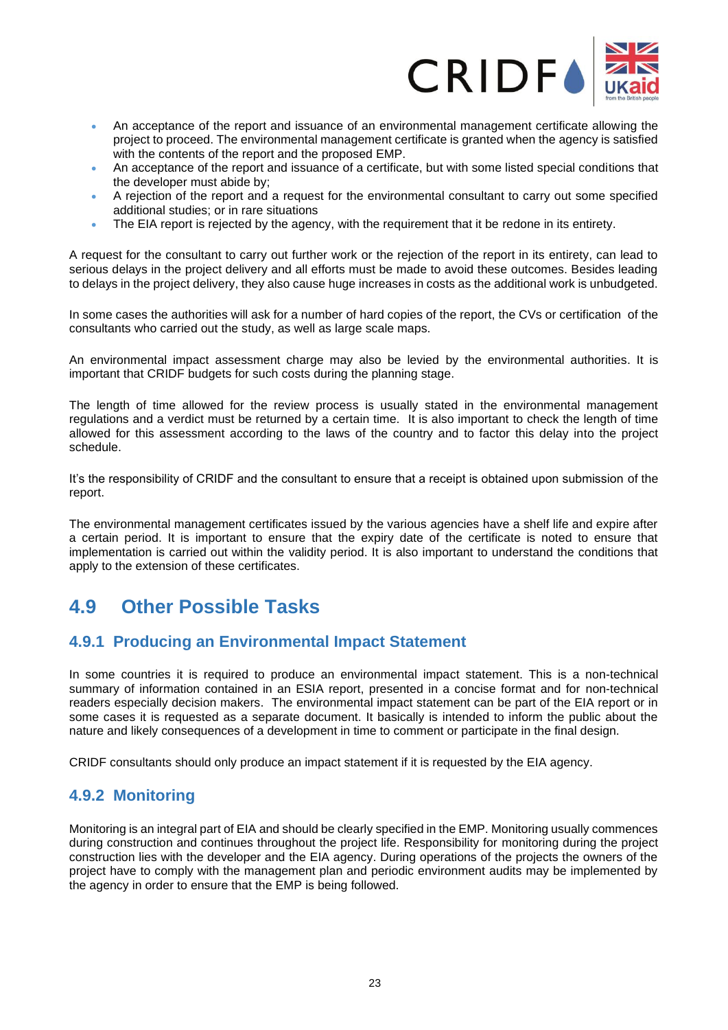- An acceptance of the report and issuance of an environmental management certificate allowing the project to proceed. The environmental management certificate is granted when the agency is satisfied with the contents of the report and the proposed EMP.
- An acceptance of the report and issuance of a certificate, but with some listed special conditions that the developer must abide by;
- A rejection of the report and a request for the environmental consultant to carry out some specified additional studies; or in rare situations
- The EIA report is rejected by the agency, with the requirement that it be redone in its entirety.

A request for the consultant to carry out further work or the rejection of the report in its entirety, can lead to serious delays in the project delivery and all efforts must be made to avoid these outcomes. Besides leading to delays in the project delivery, they also cause huge increases in costs as the additional work is unbudgeted.

In some cases the authorities will ask for a number of hard copies of the report, the CVs or certification of the consultants who carried out the study, as well as large scale maps.

An environmental impact assessment charge may also be levied by the environmental authorities. It is important that CRIDF budgets for such costs during the planning stage.

The length of time allowed for the review process is usually stated in the environmental management regulations and a verdict must be returned by a certain time. It is also important to check the length of time allowed for this assessment according to the laws of the country and to factor this delay into the project schedule.

It's the responsibility of CRIDF and the consultant to ensure that a receipt is obtained upon submission of the report.

The environmental management certificates issued by the various agencies have a shelf life and expire after a certain period. It is important to ensure that the expiry date of the certificate is noted to ensure that implementation is carried out within the validity period. It is also important to understand the conditions that apply to the extension of these certificates.

## 4.9 Other Possible Tasks

### 4.9.1 Producing an Environmental Impact Statement

In some countries it is required to produce an environmental impact statement. This is a non-technical summary of information contained in an ESIA report, presented in a concise format and for non-technical readers especially decision makers. The environmental impact statement can be part of the EIA report or in some cases it is requested as a separate document. It basically is intended to inform the public about the nature and likely consequences of a development in time to comment or participate in the final design.

CRIDF consultants should only produce an impact statement if it is requested by the EIA agency.

### 4.9.2 Monitoring

Monitoring is an integral part of EIA and should be clearly specified in the EMP. Monitoring usually commences during construction and continues throughout the project life. Responsibility for monitoring during the project construction lies with the developer and the EIA agency. During operations of the projects the owners of the project have to comply with the management plan and periodic environment audits may be implemented by the agency in order to ensure that the EMP is being followed.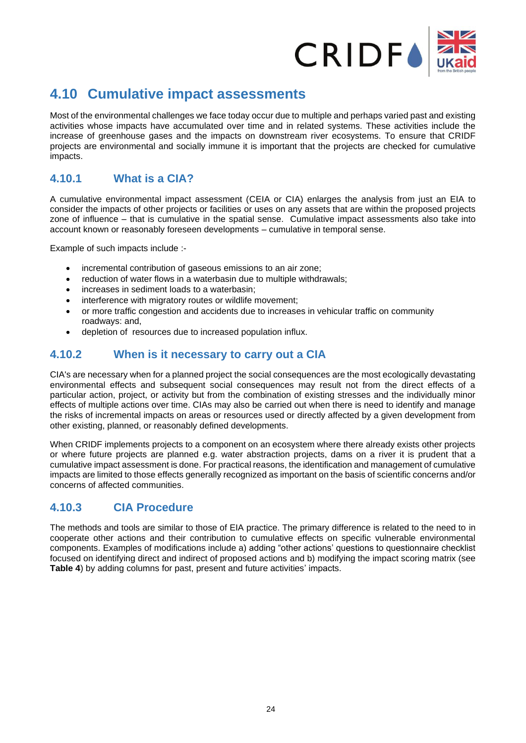## 4.10 Cumulative impact assessments

Most of the environmental challenges we face today occur due to multiple and perhaps varied past and existing activities whose impacts have accumulated over time and in related systems. These activities include the increase of greenhouse gases and the impacts on downstream river ecosystems. To ensure that CRIDF projects are environmental and socially immune it is important that the projects are checked for cumulative impacts.

### 4.10.1 What is a CIA?

A cumulative environmental impact assessment (CEIA or CIA) enlarges the analysis from just an EIA to consider the impacts of other projects or facilities or uses on any assets that are within the proposed projects zone of influence – that is cumulative in the spatial sense. Cumulative impact assessments also take into account known or reasonably foreseen developments – cumulative in temporal sense.

Example of such impacts include :-

- incremental contribution of gaseous emissions to an air zone;
- reduction of water flows in a waterbasin due to multiple withdrawals;
- increases in sediment loads to a waterbasin;
- interference with migratory routes or wildlife movement;
- or more traffic congestion and accidents due to increases in vehicular traffic on community roadways: and,
- depletion of resources due to increased population influx.

### 4.10.2 When is it necessary to carry out a CIA

CIA's are necessary when for a planned project the social consequences are the most ecologically devastating environmental effects and subsequent social consequences may result not from the direct effects of a particular action, project, or activity but from the combination of existing stresses and the individually minor effects of multiple actions over time. CIAs may also be carried out when there is need to identify and manage the risks of incremental impacts on areas or resources used or directly affected by a given development from other existing, planned, or reasonably defined developments.

When CRIDF implements projects to a component on an ecosystem where there already exists other projects or where future projects are planned e.g. water abstraction projects, dams on a river it is prudent that a cumulative impact assessment is done. For practical reasons, the identification and management of cumulative impacts are limited to those effects generally recognized as important on the basis of scientific concerns and/or concerns of affected communities.

### 4.10.3 CIA Procedure

The methods and tools are similar to those of EIA practice. The primary difference is related to the need to in cooperate other actions and their contribution to cumulative effects on specific vulnerable environmental components. Examples of modifications include a) adding "other actions' questions to questionnaire checklist focused on identifying direct and indirect of proposed actions and b) modifying the impact scoring matrix (see **Table 4**) by adding columns for past, present and future activities' impacts.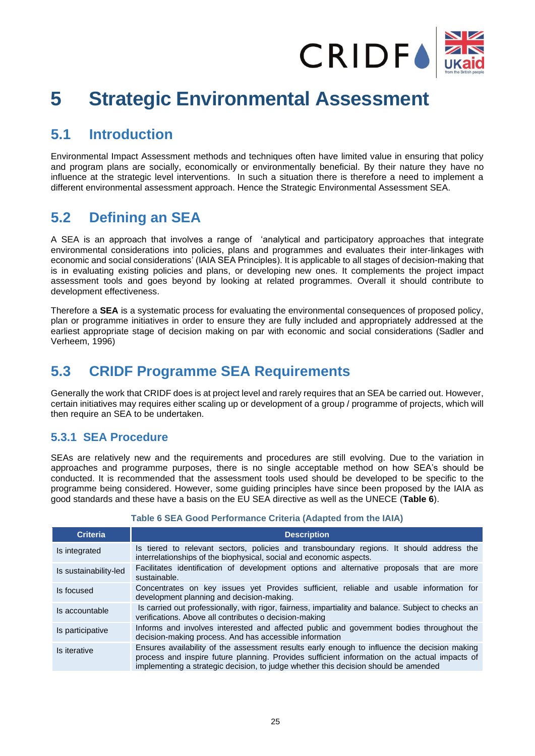# 5 Strategic Environmental Assessment

## 5.1 Introduction

Environmental Impact Assessment methods and techniques often have limited value in ensuring that policy and program plans are socially, economically or environmentally beneficial. By their nature they have no influence at the strategic level interventions. In such a situation there is therefore a need to implement a different environmental assessment approach. Hence the Strategic Environmental Assessment SEA.

## 5.2 Defining an SEA

A SEA is an approach that involves a range of 'analytical and participatory approaches that integrate environmental considerations into policies, plans and programmes and evaluates their inter-linkages with economic and social considerations' (IAIA SEA Principles). It is applicable to all stages of decision-making that is in evaluating existing policies and plans, or developing new ones. It complements the project impact assessment tools and goes beyond by looking at related programmes. Overall it should contribute to development effectiveness.

Therefore a **SEA** is a systematic process for evaluating the environmental consequences of proposed policy, plan or programme initiatives in order to ensure they are fully included and appropriately addressed at the earliest appropriate stage of decision making on par with economic and social considerations (Sadler and Verheem, 1996)

## 5.3 CRIDF Programme SEA Requirements

Generally the work that CRIDF does is at project level and rarely requires that an SEA be carried out. However, certain initiatives may requires either scaling up or development of a group / programme of projects, which will then require an SEA to be undertaken.

### 5.3.1 SEA Procedure

SEAs are relatively new and the requirements and procedures are still evolving. Due to the variation in approaches and programme purposes, there is no single acceptable method on how SEA's should be conducted. It is recommended that the assessment tools used should be developed to be specific to the programme being considered. However, some guiding principles have since been proposed by the IAIA as good standards and these have a basis on the EU SEA directive as well as the UNECE (**Table 6**).

**Table 6 SEA Good Performance Criteria (Adapted from the IAIA)**

| Criteria | Description |
|---|---|
| Is integrated | Is tiered to relevant sectors, policies and transboundary regions. It should address the interrelationships of the biophysical, social and economic aspects. |
| Is sustainability-led | Facilitates identification of development options and alternative proposals that are more sustainable. |
| Is focused | Concentrates on key issues yet Provides sufficient, reliable and usable information for development planning and decision-making. |
| Is accountable | Is carried out professionally, with rigor, fairness, impartiality and balance. Subject to checks an verifications. Above all contributes o decision-making |
| Is participative | Informs and involves interested and affected public and government bodies throughout the decision-making process. And has accessible information |
| Is iterative | Ensures availability of the assessment results early enough to influence the decision making process and inspire future planning. Provides sufficient information on the actual impacts of implementing a strategic decision, to judge whether this decision should be amended |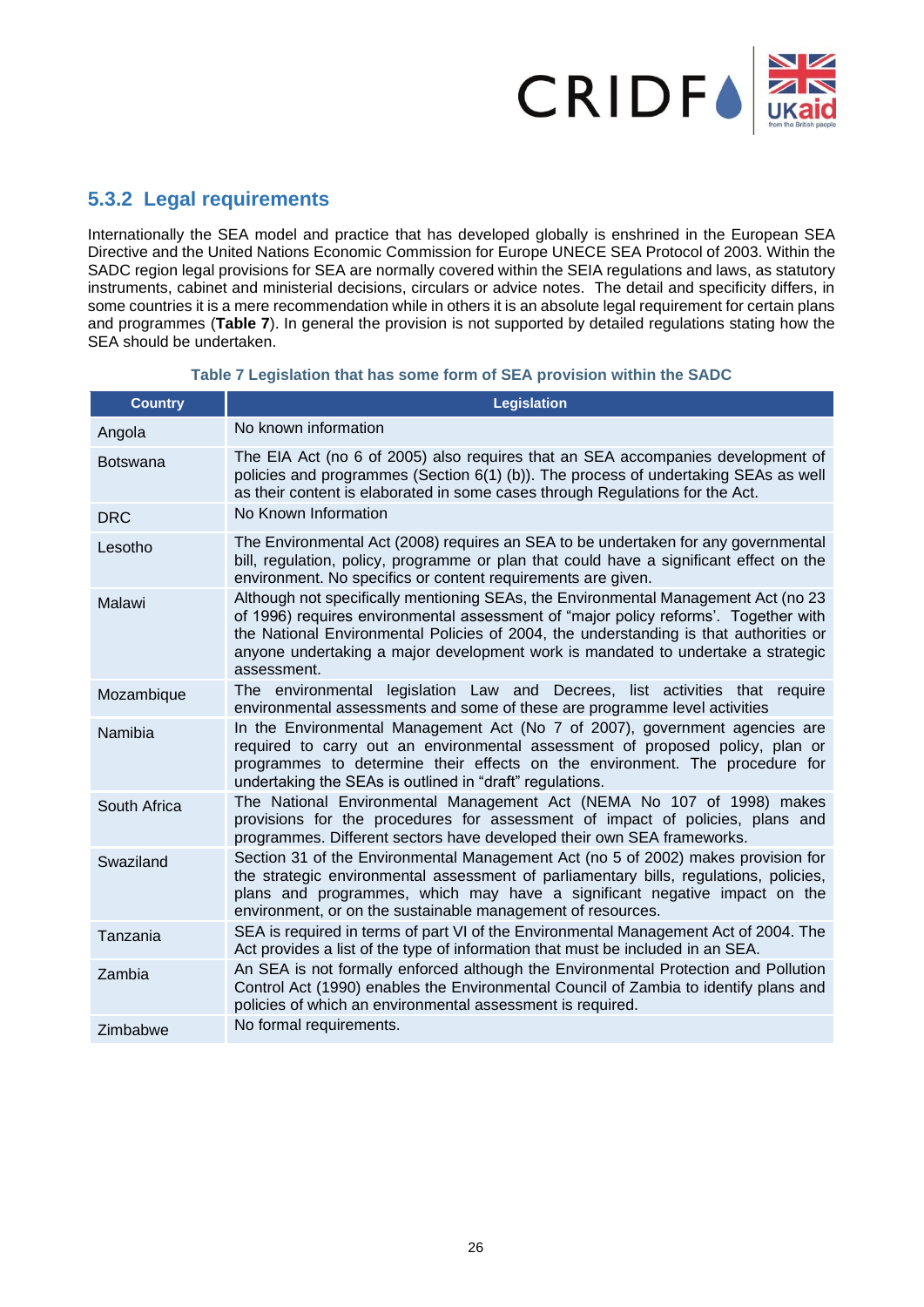### 5.3.2 Legal requirements

Internationally the SEA model and practice that has developed globally is enshrined in the European SEA Directive and the United Nations Economic Commission for Europe UNECE SEA Protocol of 2003. Within the SADC region legal provisions for SEA are normally covered within the SEIA regulations and laws, as statutory instruments, cabinet and ministerial decisions, circulars or advice notes. The detail and specificity differs, in some countries it is a mere recommendation while in others it is an absolute legal requirement for certain plans and programmes (**Table 7**). In general the provision is not supported by detailed regulations stating how the SEA should be undertaken.

**Table 7 Legislation that has some form of SEA provision within the SADC**

| Country | Legislation |
|---|---|
| Angola | No known information |
| Botswana | The EIA Act (no 6 of 2005) also requires that an SEA accompanies development of policies and programmes (Section 6(1) (b)). The process of undertaking SEAs as well as their content is elaborated in some cases through Regulations for the Act. |
| DRC | No Known Information |
| Lesotho | The Environmental Act (2008) requires an SEA to be undertaken for any governmental bill, regulation, policy, programme or plan that could have a significant effect on the environment. No specifics or content requirements are given. |
| Malawi | Although not specifically mentioning SEAs, the Environmental Management Act (no 23 of 1996) requires environmental assessment of "major policy reforms'. Together with the National Environmental Policies of 2004, the understanding is that authorities or anyone undertaking a major development work is mandated to undertake a strategic assessment. |
| Mozambique | The environmental legislation Law and Decrees, list activities that require environmental assessments and some of these are programme level activities |
| Namibia | In the Environmental Management Act (No 7 of 2007), government agencies are required to carry out an environmental assessment of proposed policy, plan or programmes to determine their effects on the environment. The procedure for undertaking the SEAs is outlined in "draft" regulations. |
| South Africa | The National Environmental Management Act (NEMA No 107 of 1998) makes provisions for the procedures for assessment of impact of policies, plans and programmes. Different sectors have developed their own SEA frameworks. |
| Swaziland | Section 31 of the Environmental Management Act (no 5 of 2002) makes provision for the strategic environmental assessment of parliamentary bills, regulations, policies, plans and programmes, which may have a significant negative impact on the environment, or on the sustainable management of resources. |
| Tanzania | SEA is required in terms of part VI of the Environmental Management Act of 2004. The Act provides a list of the type of information that must be included in an SEA. |
| Zambia | An SEA is not formally enforced although the Environmental Protection and Pollution Control Act (1990) enables the Environmental Council of Zambia to identify plans and policies of which an environmental assessment is required. |
| Zimbabwe | No formal requirements. |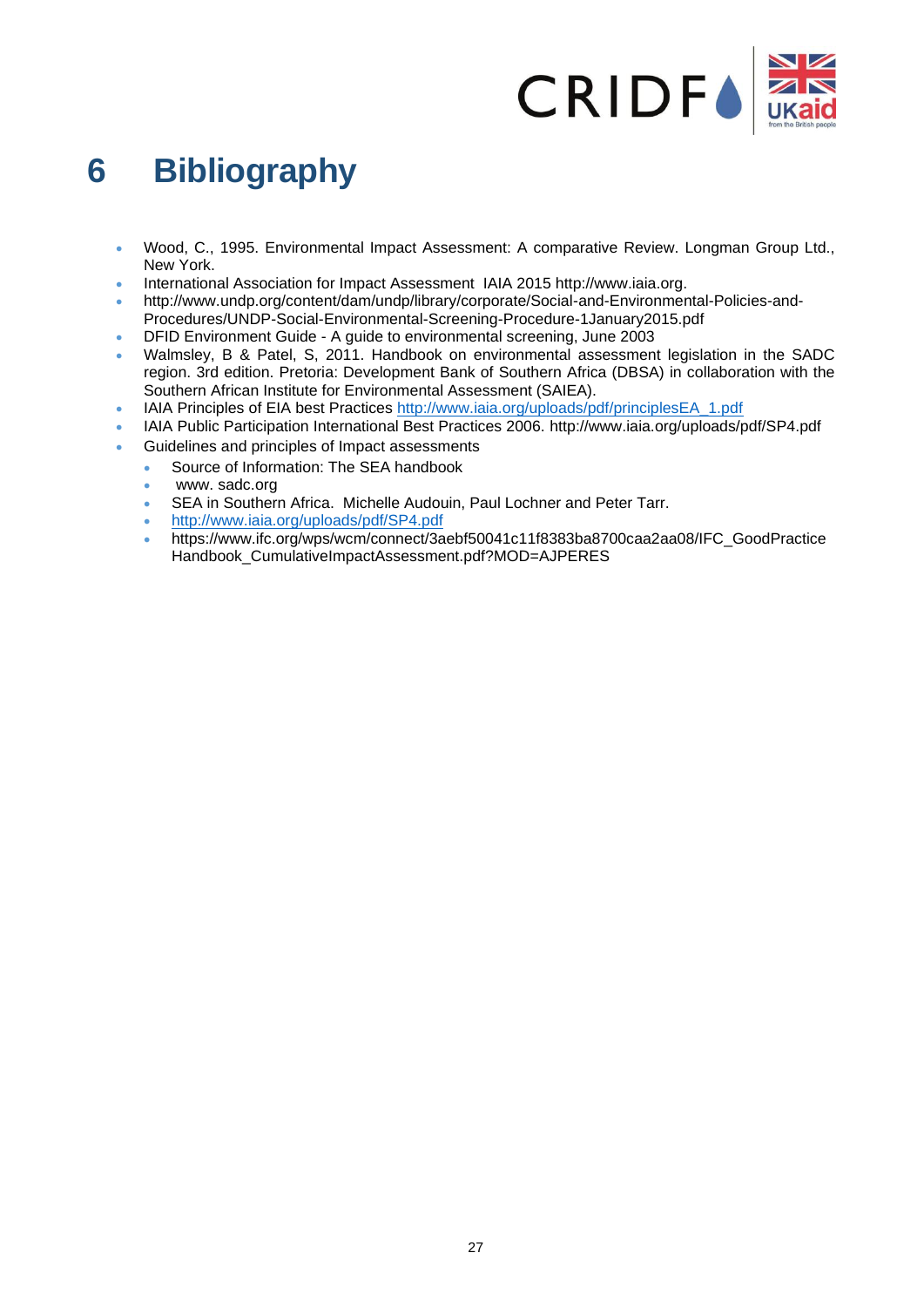# 6 Bibliography

- Wood, C., 1995. Environmental Impact Assessment: A comparative Review. Longman Group Ltd., New York.
- International Association for Impact Assessment IAIA 2015 http://www.iaia.org.
- http://www.undp.org/content/dam/undp/library/corporate/Social-and-Environmental-Policies-and-Procedures/UNDP-Social-Environmental-Screening-Procedure-1January2015.pdf
- DFID Environment Guide - A guide to environmental screening, June 2003
- Walmsley, B & Patel, S, 2011. Handbook on environmental assessment legislation in the SADC region. 3rd edition. Pretoria: Development Bank of Southern Africa (DBSA) in collaboration with the Southern African Institute for Environmental Assessment (SAIEA).
- IAIA Principles of EIA best Practices http://www.iaia.org/uploads/pdf/principlesEA_1.pdf
- IAIA Public Participation International Best Practices 2006. http://www.iaia.org/uploads/pdf/SP4.pdf
- Guidelines and principles of Impact assessments
    - Source of Information: The SEA handbook
    - www. sadc.org
    - SEA in Southern Africa. Michelle Audouin, Paul Lochner and Peter Tarr.
    - http://www.iaia.org/uploads/pdf/SP4.pdf
    - https://www.ifc.org/wps/wcm/connect/3aebf50041c11f8383ba8700caa2aa08/IFC_GoodPracticeHandbook_CumulativeImpactAssessment.pdf?MOD=AJPERES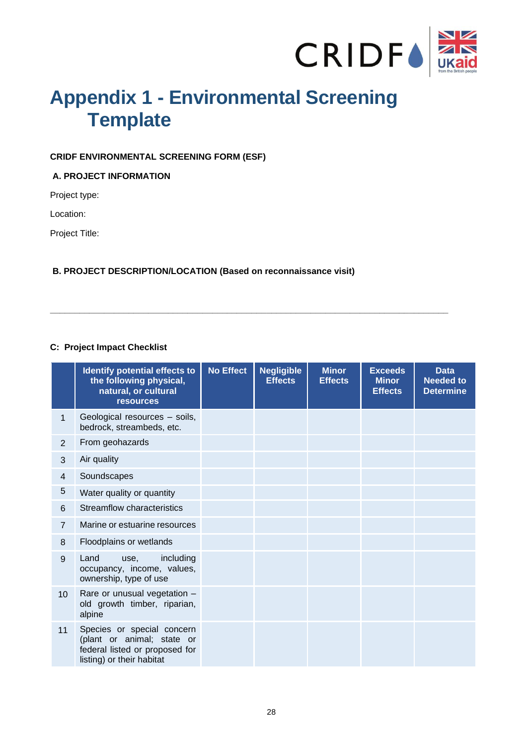# Appendix 1 - Environmental Screening Template

**CRIDF ENVIRONMENTAL SCREENING FORM (ESF)**

**A. PROJECT INFORMATION**

Project type:

Location:

Project Title:

**B. PROJECT DESCRIPTION/LOCATION (Based on reconnaissance visit)**

---

**C: Project Impact Checklist**

| | Identify potential effects to the following physical, natural, or cultural resources | No Effect | Negligible Effects | Minor Effects | Exceeds Minor Effects | Data Needed to Determine |
|---|---|---|---|---|---|---|
| 1 | Geological resources – soils, bedrock, streambeds, etc. | | | | | |
| 2 | From geohazards | | | | | |
| 3 | Air quality | | | | | |
| 4 | Soundscapes | | | | | |
| 5 | Water quality or quantity | | | | | |
| 6 | Streamflow characteristics | | | | | |
| 7 | Marine or estuarine resources | | | | | |
| 8 | Floodplains or wetlands | | | | | |
| 9 | Land use, including occupancy, income, values, ownership, type of use | | | | | |
| 10 | Rare or unusual vegetation – old growth timber, riparian, alpine | | | | | |
| 11 | Species or special concern (plant or animal; state or federal listed or proposed for listing) or their habitat | | | | | |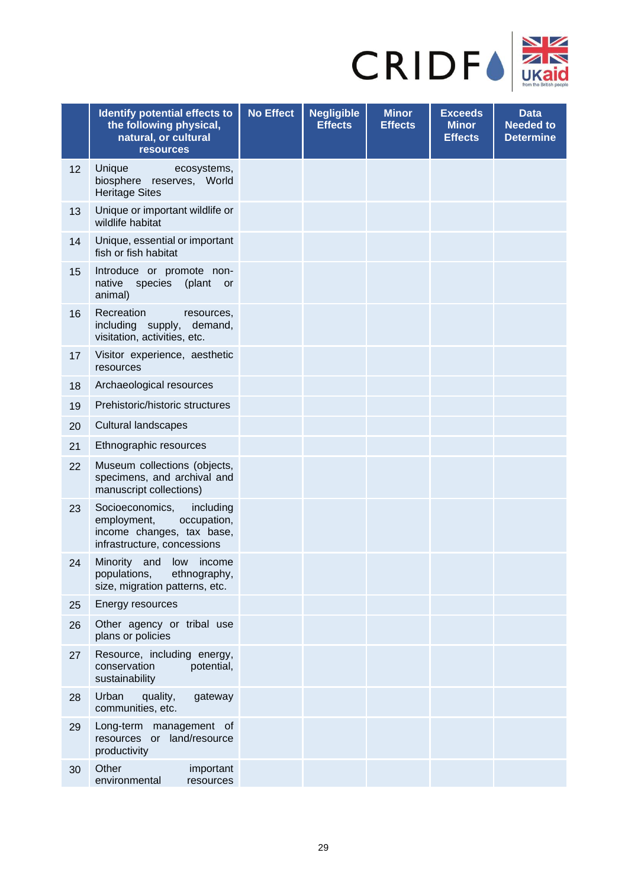| | Identify potential effects to the following physical, natural, or cultural resources | No Effect | Negligible Effects | Minor Effects | Exceeds Minor Effects | Data Needed to Determine |
|---|---|---|---|---|---|---|
| 12 | Unique ecosystems, biosphere reserves, World Heritage Sites | | | | | |
| 13 | Unique or important wildlife or wildlife habitat | | | | | |
| 14 | Unique, essential or important fish or fish habitat | | | | | |
| 15 | Introduce or promote non-native species (plant or animal) | | | | | |
| 16 | Recreation resources, including supply, demand, visitation, activities, etc. | | | | | |
| 17 | Visitor experience, aesthetic resources | | | | | |
| 18 | Archaeological resources | | | | | |
| 19 | Prehistoric/historic structures | | | | | |
| 20 | Cultural landscapes | | | | | |
| 21 | Ethnographic resources | | | | | |
| 22 | Museum collections (objects, specimens, and archival and manuscript collections) | | | | | |
| 23 | Socioeconomics, including employment, occupation, income changes, tax base, infrastructure, concessions | | | | | |
| 24 | Minority and low income populations, ethnography, size, migration patterns, etc. | | | | | |
| 25 | Energy resources | | | | | |
| 26 | Other agency or tribal use plans or policies | | | | | |
| 27 | Resource, including energy, conservation potential, sustainability | | | | | |
| 28 | Urban quality, gateway communities, etc. | | | | | |
| 29 | Long-term management of resources or land/resource productivity | | | | | |
| 30 | Other important environmental resources | | | | | |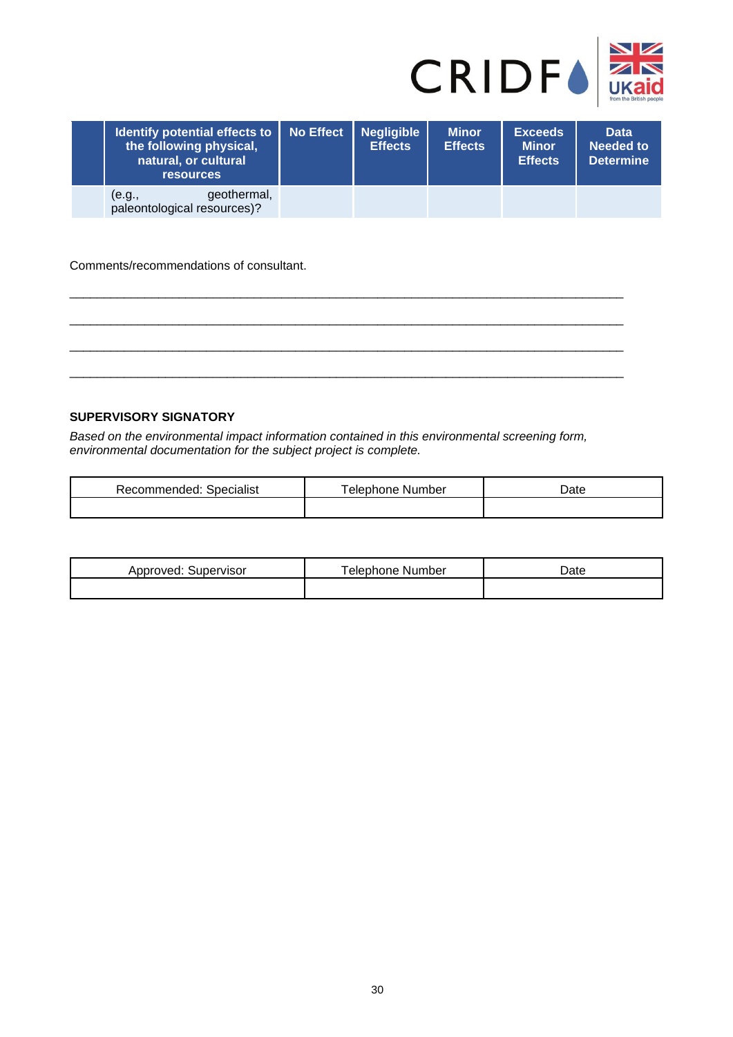| | Identify potential effects to the following physical, natural, or cultural resources | No Effect | Negligible Effects | Minor Effects | Exceeds Minor Effects | Data Needed to Determine |
|---|---|---|---|---|---|---|
| | (e.g., geothermal, paleontological resources)? | | | | | |

Comments/recommendations of consultant.

\_\_\_\_\_\_\_\_\_\_\_\_\_\_\_\_\_\_\_\_\_\_\_\_\_\_\_\_\_\_\_\_\_\_\_\_\_\_\_\_\_\_\_\_\_\_\_\_\_\_\_\_\_\_\_\_\_\_\_\_\_\_\_\_\_\_\_\_\_\_\_\_\_\_\_\_

\_\_\_\_\_\_\_\_\_\_\_\_\_\_\_\_\_\_\_\_\_\_\_\_\_\_\_\_\_\_\_\_\_\_\_\_\_\_\_\_\_\_\_\_\_\_\_\_\_\_\_\_\_\_\_\_\_\_\_\_\_\_\_\_\_\_\_\_\_\_\_\_\_\_\_\_

\_\_\_\_\_\_\_\_\_\_\_\_\_\_\_\_\_\_\_\_\_\_\_\_\_\_\_\_\_\_\_\_\_\_\_\_\_\_\_\_\_\_\_\_\_\_\_\_\_\_\_\_\_\_\_\_\_\_\_\_\_\_\_\_\_\_\_\_\_\_\_\_\_\_\_\_

\_\_\_\_\_\_\_\_\_\_\_\_\_\_\_\_\_\_\_\_\_\_\_\_\_\_\_\_\_\_\_\_\_\_\_\_\_\_\_\_\_\_\_\_\_\_\_\_\_\_\_\_\_\_\_\_\_\_\_\_\_\_\_\_\_\_\_\_\_\_\_\_\_\_\_\_

**SUPERVISORY SIGNATORY**

*Based on the environmental impact information contained in this environmental screening form, environmental documentation for the subject project is complete.*

| Recommended: Specialist | Telephone Number | Date |
|---|---|---|
| | | |

| Approved: Supervisor | Telephone Number | Date |
|---|---|---|
| | | |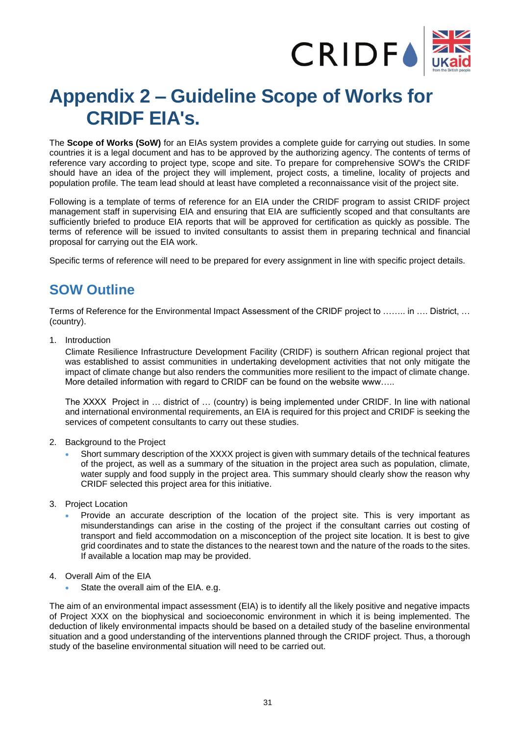# Appendix 2 – Guideline Scope of Works for CRIDF EIA's.

The **Scope of Works (SoW)** for an EIAs system provides a complete guide for carrying out studies. In some countries it is a legal document and has to be approved by the authorizing agency. The contents of terms of reference vary according to project type, scope and site. To prepare for comprehensive SOW's the CRIDF should have an idea of the project they will implement, project costs, a timeline, locality of projects and population profile. The team lead should at least have completed a reconnaissance visit of the project site.

Following is a template of terms of reference for an EIA under the CRIDF program to assist CRIDF project management staff in supervising EIA and ensuring that EIA are sufficiently scoped and that consultants are sufficiently briefed to produce EIA reports that will be approved for certification as quickly as possible. The terms of reference will be issued to invited consultants to assist them in preparing technical and financial proposal for carrying out the EIA work.

Specific terms of reference will need to be prepared for every assignment in line with specific project details.

## SOW Outline

Terms of Reference for the Environmental Impact Assessment of the CRIDF project to …….. in …. District, … (country).

1. Introduction

   Climate Resilience Infrastructure Development Facility (CRIDF) is southern African regional project that was established to assist communities in undertaking development activities that not only mitigate the impact of climate change but also renders the communities more resilient to the impact of climate change. More detailed information with regard to CRIDF can be found on the website www…..

   The XXXX Project in … district of … (country) is being implemented under CRIDF. In line with national and international environmental requirements, an EIA is required for this project and CRIDF is seeking the services of competent consultants to carry out these studies.

2. Background to the Project
   - Short summary description of the XXXX project is given with summary details of the technical features of the project, as well as a summary of the situation in the project area such as population, climate, water supply and food supply in the project area. This summary should clearly show the reason why CRIDF selected this project area for this initiative.

3. Project Location
   - Provide an accurate description of the location of the project site. This is very important as misunderstandings can arise in the costing of the project if the consultant carries out costing of transport and field accommodation on a misconception of the project site location. It is best to give grid coordinates and to state the distances to the nearest town and the nature of the roads to the sites. If available a location map may be provided.

4. Overall Aim of the EIA
   - State the overall aim of the EIA. e.g.

The aim of an environmental impact assessment (EIA) is to identify all the likely positive and negative impacts of Project XXX on the biophysical and socioeconomic environment in which it is being implemented. The deduction of likely environmental impacts should be based on a detailed study of the baseline environmental situation and a good understanding of the interventions planned through the CRIDF project. Thus, a thorough study of the baseline environmental situation will need to be carried out.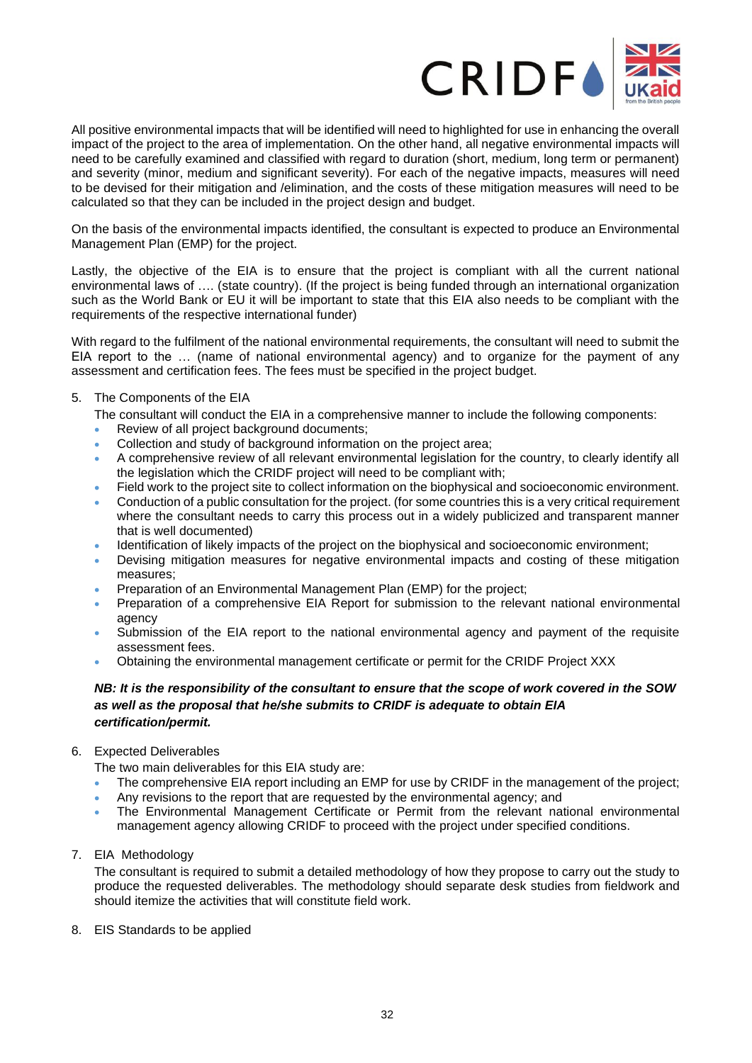All positive environmental impacts that will be identified will need to highlighted for use in enhancing the overall impact of the project to the area of implementation. On the other hand, all negative environmental impacts will need to be carefully examined and classified with regard to duration (short, medium, long term or permanent) and severity (minor, medium and significant severity). For each of the negative impacts, measures will need to be devised for their mitigation and /elimination, and the costs of these mitigation measures will need to be calculated so that they can be included in the project design and budget.

On the basis of the environmental impacts identified, the consultant is expected to produce an Environmental Management Plan (EMP) for the project.

Lastly, the objective of the EIA is to ensure that the project is compliant with all the current national environmental laws of …. (state country). (If the project is being funded through an international organization such as the World Bank or EU it will be important to state that this EIA also needs to be compliant with the requirements of the respective international funder)

With regard to the fulfilment of the national environmental requirements, the consultant will need to submit the EIA report to the … (name of national environmental agency) and to organize for the payment of any assessment and certification fees. The fees must be specified in the project budget.

5. The Components of the EIA

   The consultant will conduct the EIA in a comprehensive manner to include the following components:

   - Review of all project background documents;
   - Collection and study of background information on the project area;
   - A comprehensive review of all relevant environmental legislation for the country, to clearly identify all the legislation which the CRIDF project will need to be compliant with;
   - Field work to the project site to collect information on the biophysical and socioeconomic environment.
   - Conduction of a public consultation for the project. (for some countries this is a very critical requirement where the consultant needs to carry this process out in a widely publicized and transparent manner that is well documented)
   - Identification of likely impacts of the project on the biophysical and socioeconomic environment;
   - Devising mitigation measures for negative environmental impacts and costing of these mitigation measures;
   - Preparation of an Environmental Management Plan (EMP) for the project;
   - Preparation of a comprehensive EIA Report for submission to the relevant national environmental agency
   - Submission of the EIA report to the national environmental agency and payment of the requisite assessment fees.
   - Obtaining the environmental management certificate or permit for the CRIDF Project XXX

   ***NB: It is the responsibility of the consultant to ensure that the scope of work covered in the SOW as well as the proposal that he/she submits to CRIDF is adequate to obtain EIA certification/permit.***

6. Expected Deliverables

   The two main deliverables for this EIA study are:

   - The comprehensive EIA report including an EMP for use by CRIDF in the management of the project;
   - Any revisions to the report that are requested by the environmental agency; and
   - The Environmental Management Certificate or Permit from the relevant national environmental management agency allowing CRIDF to proceed with the project under specified conditions.

7. EIA Methodology

   The consultant is required to submit a detailed methodology of how they propose to carry out the study to produce the requested deliverables. The methodology should separate desk studies from fieldwork and should itemize the activities that will constitute field work.

8. EIS Standards to be applied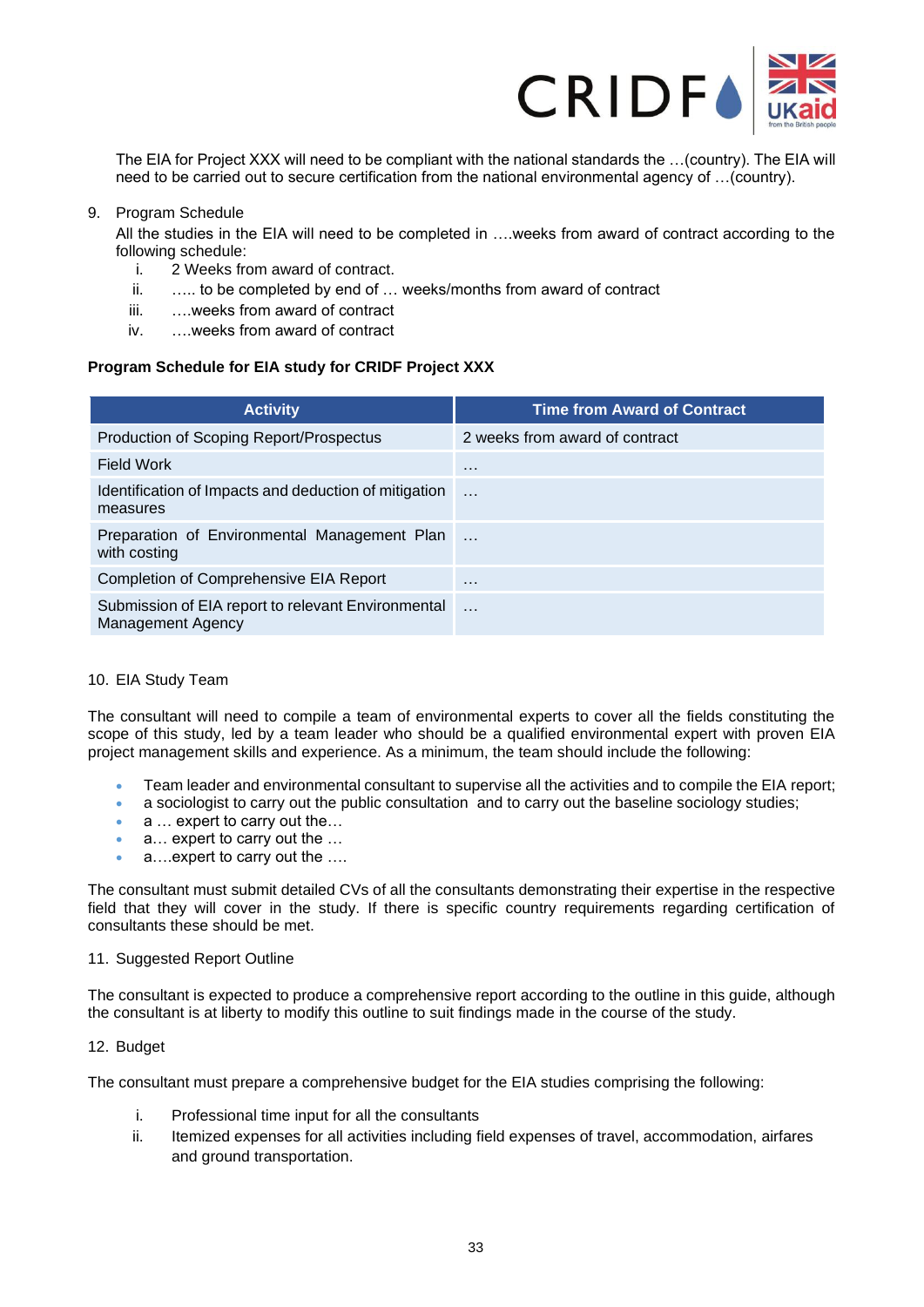The EIA for Project XXX will need to be compliant with the national standards the …(country). The EIA will need to be carried out to secure certification from the national environmental agency of …(country).

9. Program Schedule

All the studies in the EIA will need to be completed in ….weeks from award of contract according to the following schedule:

i. 2 Weeks from award of contract.
ii. ….. to be completed by end of … weeks/months from award of contract
iii. ….weeks from award of contract
iv. ….weeks from award of contract

**Program Schedule for EIA study for CRIDF Project XXX**

| Activity | Time from Award of Contract |
|---|---|
| Production of Scoping Report/Prospectus | 2 weeks from award of contract |
| Field Work | … |
| Identification of Impacts and deduction of mitigation measures | … |
| Preparation of Environmental Management Plan with costing | … |
| Completion of Comprehensive EIA Report | … |
| Submission of EIA report to relevant Environmental Management Agency | … |

10. EIA Study Team

The consultant will need to compile a team of environmental experts to cover all the fields constituting the scope of this study, led by a team leader who should be a qualified environmental expert with proven EIA project management skills and experience. As a minimum, the team should include the following:

- Team leader and environmental consultant to supervise all the activities and to compile the EIA report;
- a sociologist to carry out the public consultation and to carry out the baseline sociology studies;
- a … expert to carry out the…
- a… expert to carry out the …
- a….expert to carry out the ….

The consultant must submit detailed CVs of all the consultants demonstrating their expertise in the respective field that they will cover in the study. If there is specific country requirements regarding certification of consultants these should be met.

11. Suggested Report Outline

The consultant is expected to produce a comprehensive report according to the outline in this guide, although the consultant is at liberty to modify this outline to suit findings made in the course of the study.

12. Budget

The consultant must prepare a comprehensive budget for the EIA studies comprising the following:

i. Professional time input for all the consultants
ii. Itemized expenses for all activities including field expenses of travel, accommodation, airfares and ground transportation.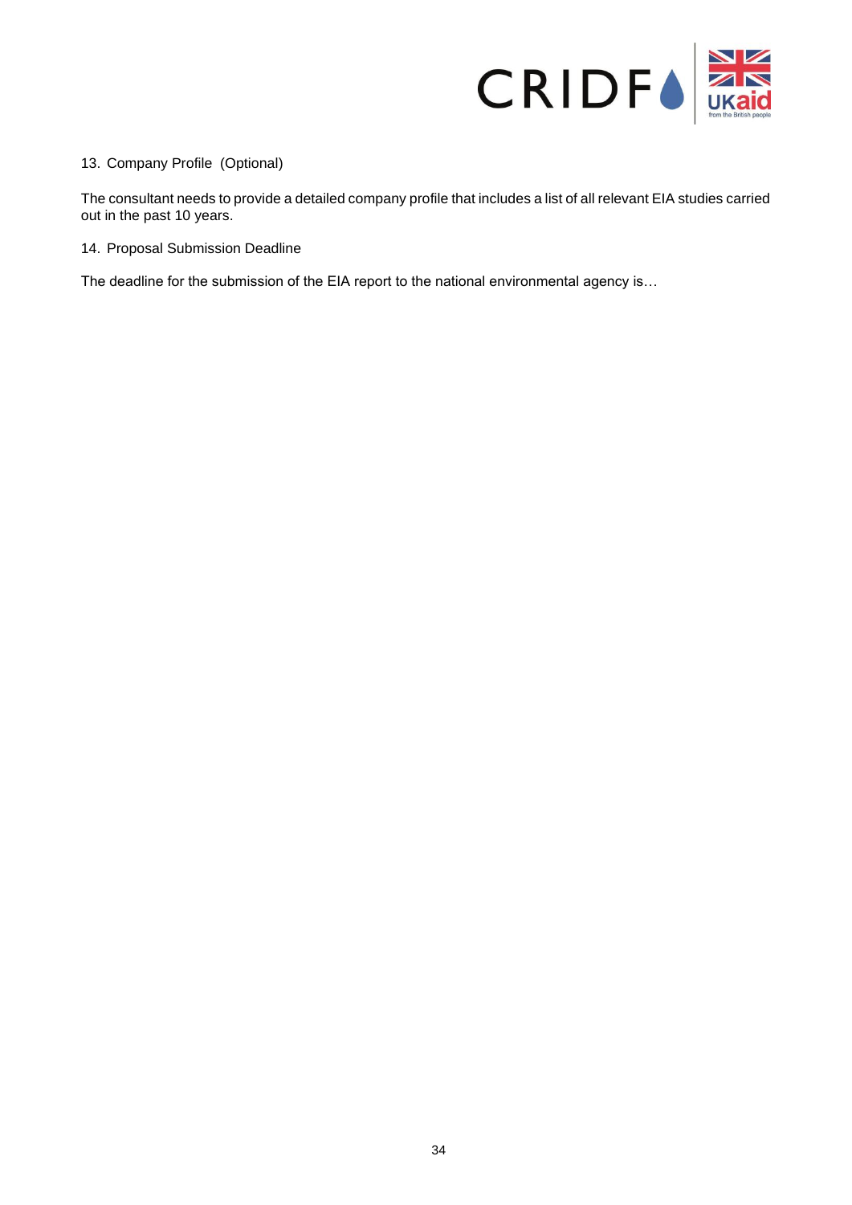13. Company Profile (Optional)

The consultant needs to provide a detailed company profile that includes a list of all relevant EIA studies carried out in the past 10 years.

14. Proposal Submission Deadline

The deadline for the submission of the EIA report to the national environmental agency is…